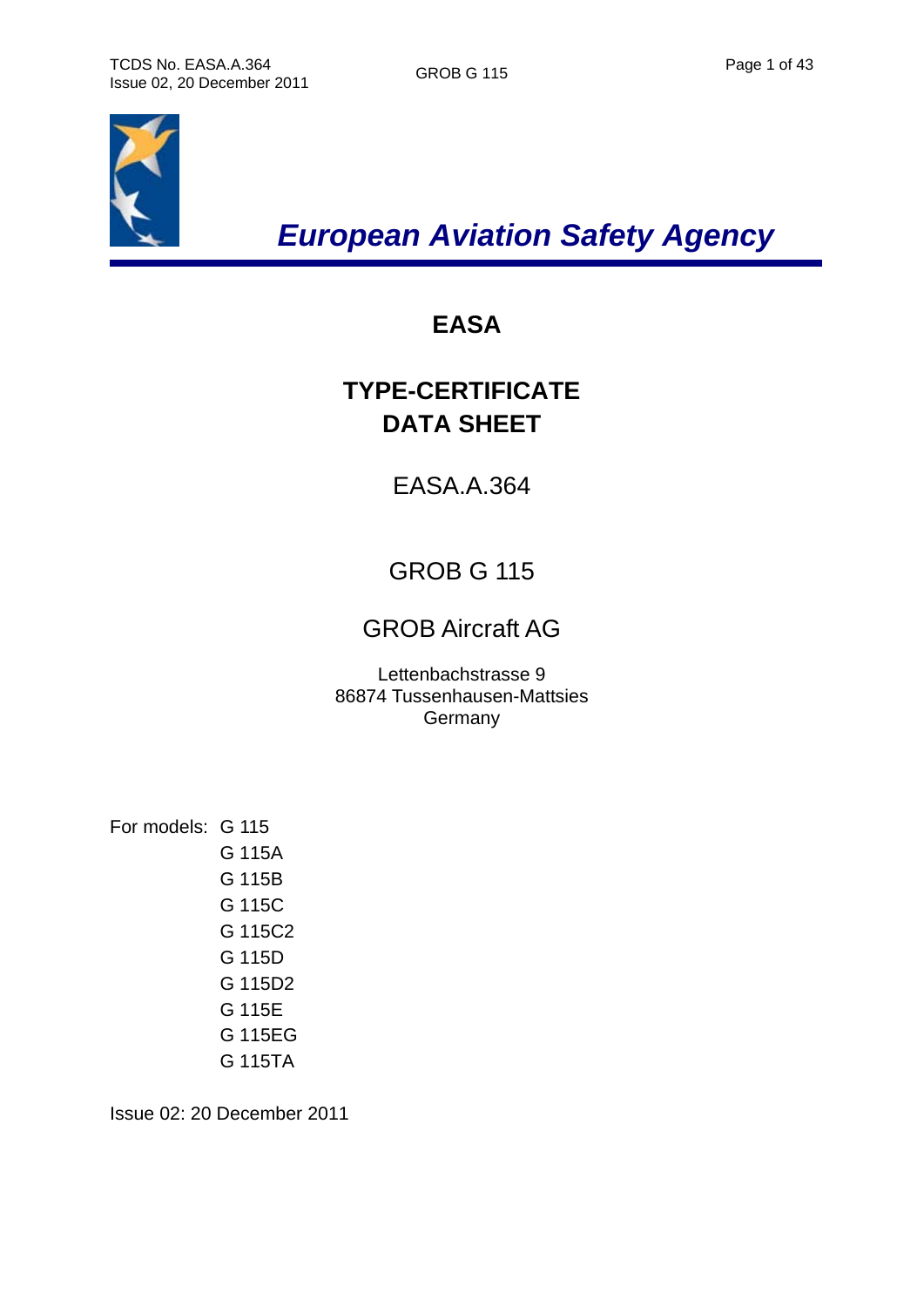# European Aviation Safety Agency

## EASA

## TYPE-CERTIFICATE DATA SHEET

EASA.A.364

GROB G 115

GROB Aircraft AG

Lettenbachstrasse 9
86874 Tussenhausen-Mattsies
Germany

For models:
- G 115
- G 115A
- G 115B
- G 115C
- G 115C2
- G 115D
- G 115D2
- G 115E
- G 115EG
- G 115TA

Issue 02: 20 December 2011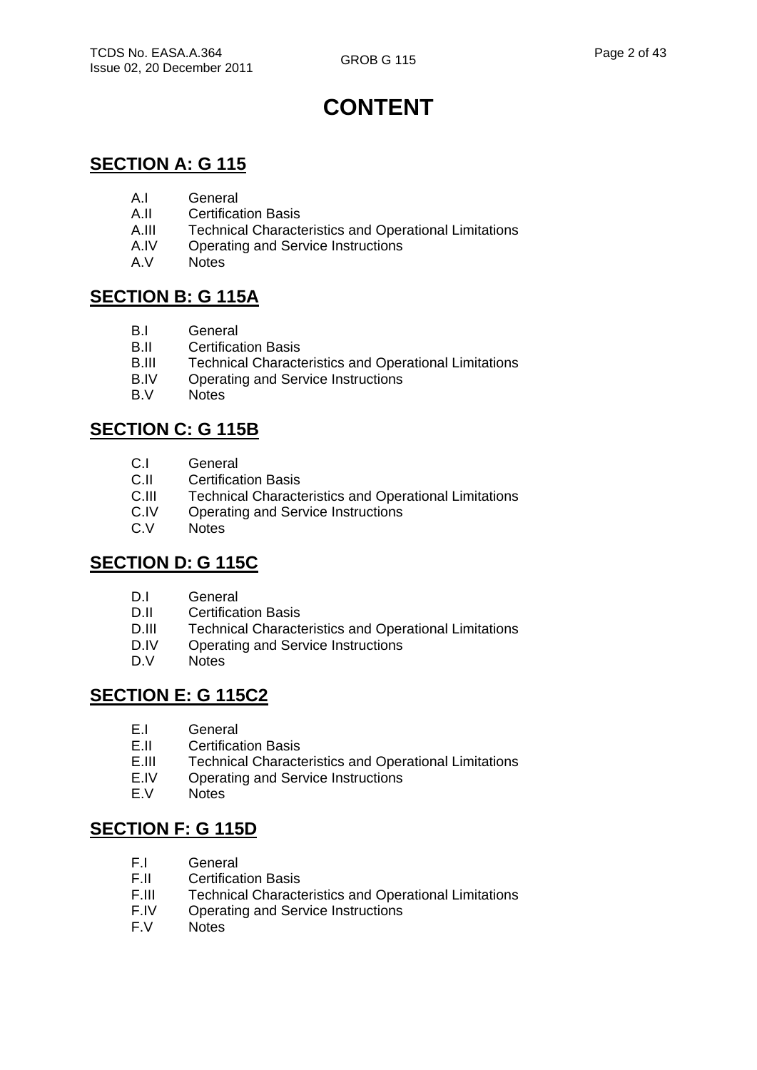# CONTENT

## SECTION A: G 115

- A.I General
- A.II Certification Basis
- A.III Technical Characteristics and Operational Limitations
- A.IV Operating and Service Instructions
- A.V Notes

## SECTION B: G 115A

- B.I General
- B.II Certification Basis
- B.III Technical Characteristics and Operational Limitations
- B.IV Operating and Service Instructions
- B.V Notes

## SECTION C: G 115B

- C.I General
- C.II Certification Basis
- C.III Technical Characteristics and Operational Limitations
- C.IV Operating and Service Instructions
- C.V Notes

## SECTION D: G 115C

- D.I General
- D.II Certification Basis
- D.III Technical Characteristics and Operational Limitations
- D.IV Operating and Service Instructions
- D.V Notes

## SECTION E: G 115C2

- E.I General
- E.II Certification Basis
- E.III Technical Characteristics and Operational Limitations
- E.IV Operating and Service Instructions
- E.V Notes

## SECTION F: G 115D

- F.I General
- F.II Certification Basis
- F.III Technical Characteristics and Operational Limitations
- F.IV Operating and Service Instructions
- F.V Notes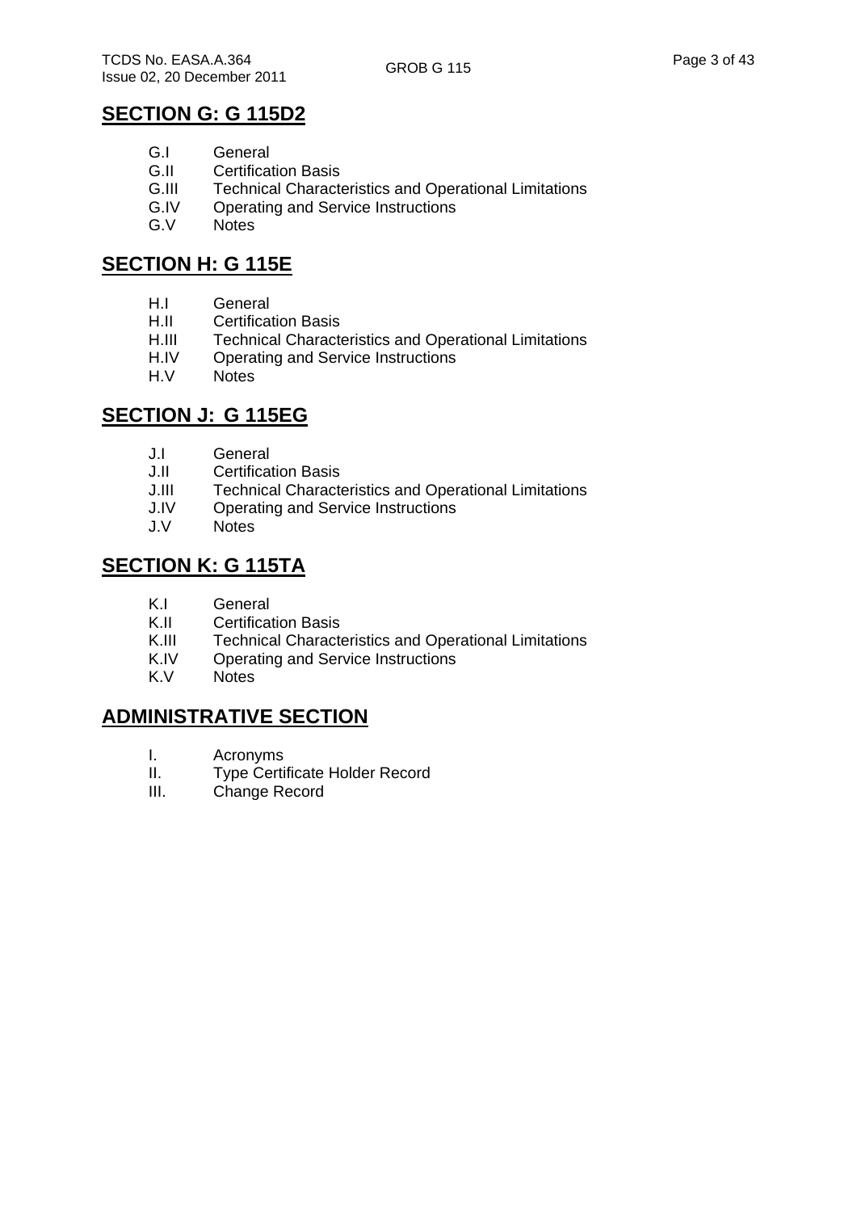## SECTION G: G 115D2

- G.I General
- G.II Certification Basis
- G.III Technical Characteristics and Operational Limitations
- G.IV Operating and Service Instructions
- G.V Notes

## SECTION H: G 115E

- H.I General
- H.II Certification Basis
- H.III Technical Characteristics and Operational Limitations
- H.IV Operating and Service Instructions
- H.V Notes

## SECTION J: G 115EG

- J.I General
- J.II Certification Basis
- J.III Technical Characteristics and Operational Limitations
- J.IV Operating and Service Instructions
- J.V Notes

## SECTION K: G 115TA

- K.I General
- K.II Certification Basis
- K.III Technical Characteristics and Operational Limitations
- K.IV Operating and Service Instructions
- K.V Notes

## ADMINISTRATIVE SECTION

- I. Acronyms
- II. Type Certificate Holder Record
- III. Change Record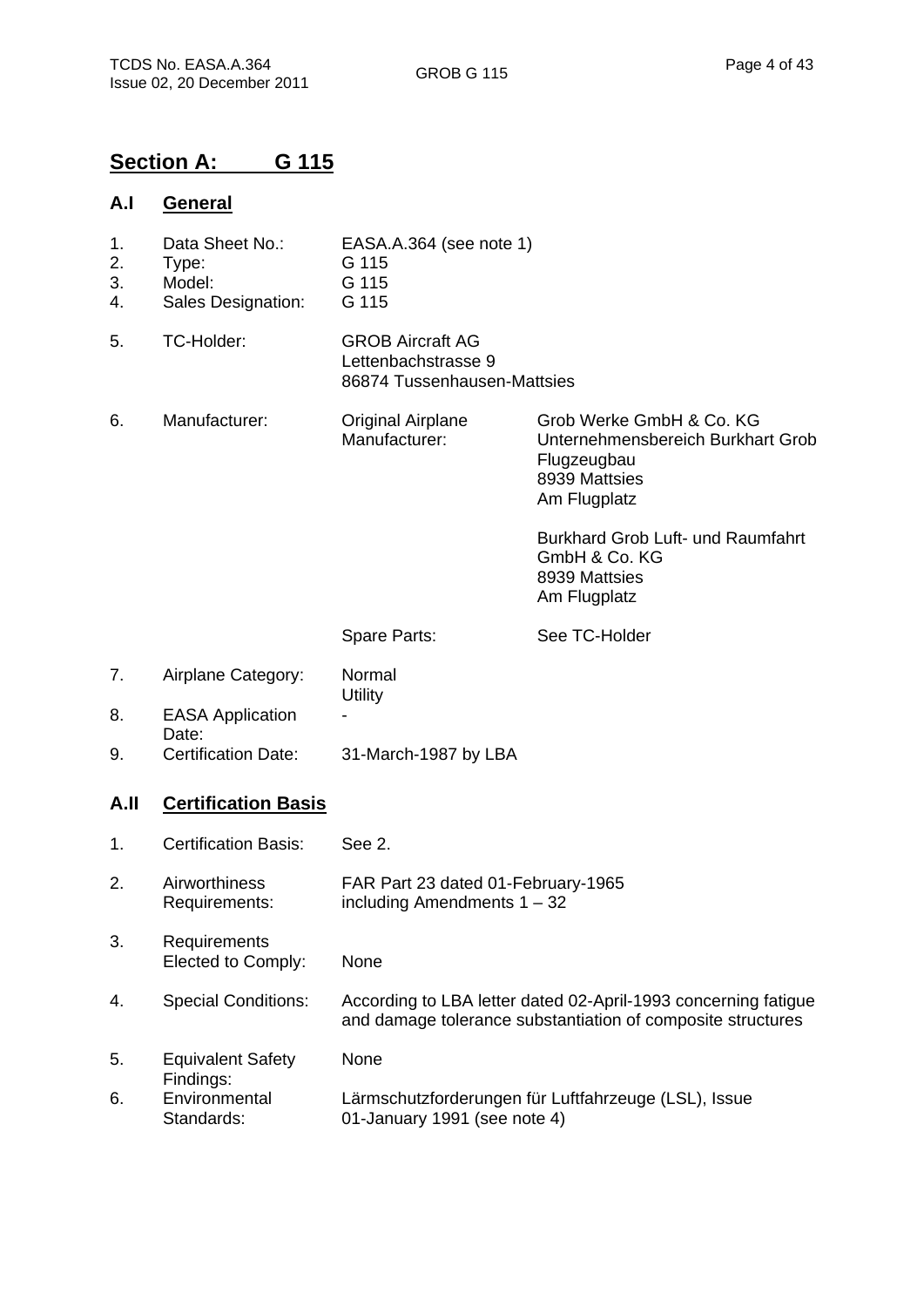## Section A: G 115

### A.I General

| | | | |
|---|---|---|---|
| 1. | Data Sheet No.: | EASA.A.364 (see note 1) | |
| 2. | Type: | G 115 | |
| 3. | Model: | G 115 | |
| 4. | Sales Designation: | G 115 | |
| 5. | TC-Holder: | GROB Aircraft AG<br>Lettenbachstrasse 9<br>86874 Tussenhausen-Mattsies | |
| 6. | Manufacturer: | Original Airplane Manufacturer: | Grob Werke GmbH & Co. KG<br>Unternehmensbereich Burkhart Grob Flugzeugbau<br>8939 Mattsies<br>Am Flugplatz<br><br>Burkhard Grob Luft- und Raumfahrt GmbH & Co. KG<br>8939 Mattsies<br>Am Flugplatz |
| | | Spare Parts: | See TC-Holder |
| 7. | Airplane Category: | Normal<br>Utility | |
| 8. | EASA Application Date: | - | |
| 9. | Certification Date: | 31-March-1987 by LBA | |

### A.II Certification Basis

| | | |
|---|---|---|
| 1. | Certification Basis: | See 2. |
| 2. | Airworthiness Requirements: | FAR Part 23 dated 01-February-1965 including Amendments 1 – 32 |
| 3. | Requirements Elected to Comply: | None |
| 4. | Special Conditions: | According to LBA letter dated 02-April-1993 concerning fatigue and damage tolerance substantiation of composite structures |
| 5. | Equivalent Safety Findings: | None |
| 6. | Environmental Standards: | Lärmschutzforderungen für Luftfahrzeuge (LSL), Issue 01-January 1991 (see note 4) |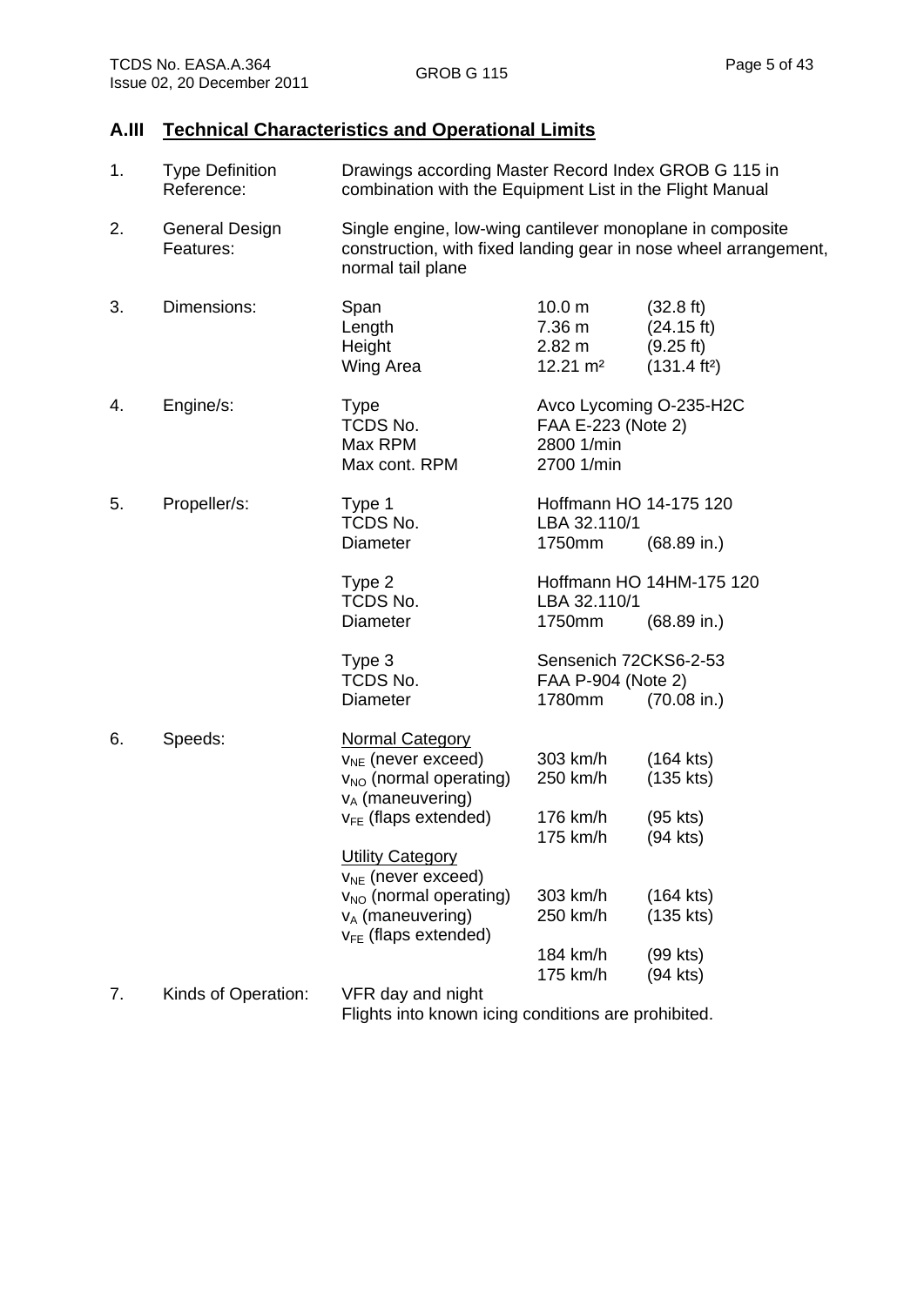## A.III Technical Characteristics and Operational Limits

| | | | | |
|---|---|---|---|---|
| 1. | Type Definition Reference: | Drawings according Master Record Index GROB G 115 in combination with the Equipment List in the Flight Manual | | |
| 2. | General Design Features: | Single engine, low-wing cantilever monoplane in composite construction, with fixed landing gear in nose wheel arrangement, normal tail plane | | |
| 3. | Dimensions: | Span | 10.0 m | (32.8 ft) |
| | | Length | 7.36 m | (24.15 ft) |
| | | Height | 2.82 m | (9.25 ft) |
| | | Wing Area | 12.21 m² | (131.4 ft²) |
| 4. | Engine/s: | Type | Avco Lycoming O-235-H2C | |
| | | TCDS No. | FAA E-223 (Note 2) | |
| | | Max RPM | 2800 1/min | |
| | | Max cont. RPM | 2700 1/min | |
| 5. | Propeller/s: | Type 1 | Hoffmann HO 14-175 120 | |
| | | TCDS No. | LBA 32.110/1 | |
| | | Diameter | 1750mm | (68.89 in.) |
| | | Type 2 | Hoffmann HO 14HM-175 120 | |
| | | TCDS No. | LBA 32.110/1 | |
| | | Diameter | 1750mm | (68.89 in.) |
| | | Type 3 | Sensenich 72CKS6-2-53 | |
| | | TCDS No. | FAA P-904 (Note 2) | |
| | | Diameter | 1780mm | (70.08 in.) |
| 6. | Speeds: | Normal Category | | |
| | | $v_{NE}$ (never exceed) | 303 km/h | (164 kts) |
| | | $v_{NO}$ (normal operating) | 250 km/h | (135 kts) |
| | | $v_A$ (maneuvering) | | |
| | | $v_{FE}$ (flaps extended) | 176 km/h | (95 kts) |
| | | | 175 km/h | (94 kts) |
| | | Utility Category | | |
| | | $v_{NE}$ (never exceed) | | |
| | | $v_{NO}$ (normal operating) | 303 km/h | (164 kts) |
| | | $v_A$ (maneuvering) | 250 km/h | (135 kts) |
| | | $v_{FE}$ (flaps extended) | | |
| | | | 184 km/h | (99 kts) |
| | | | 175 km/h | (94 kts) |
| 7. | Kinds of Operation: | VFR day and night<br>Flights into known icing conditions are prohibited. | | |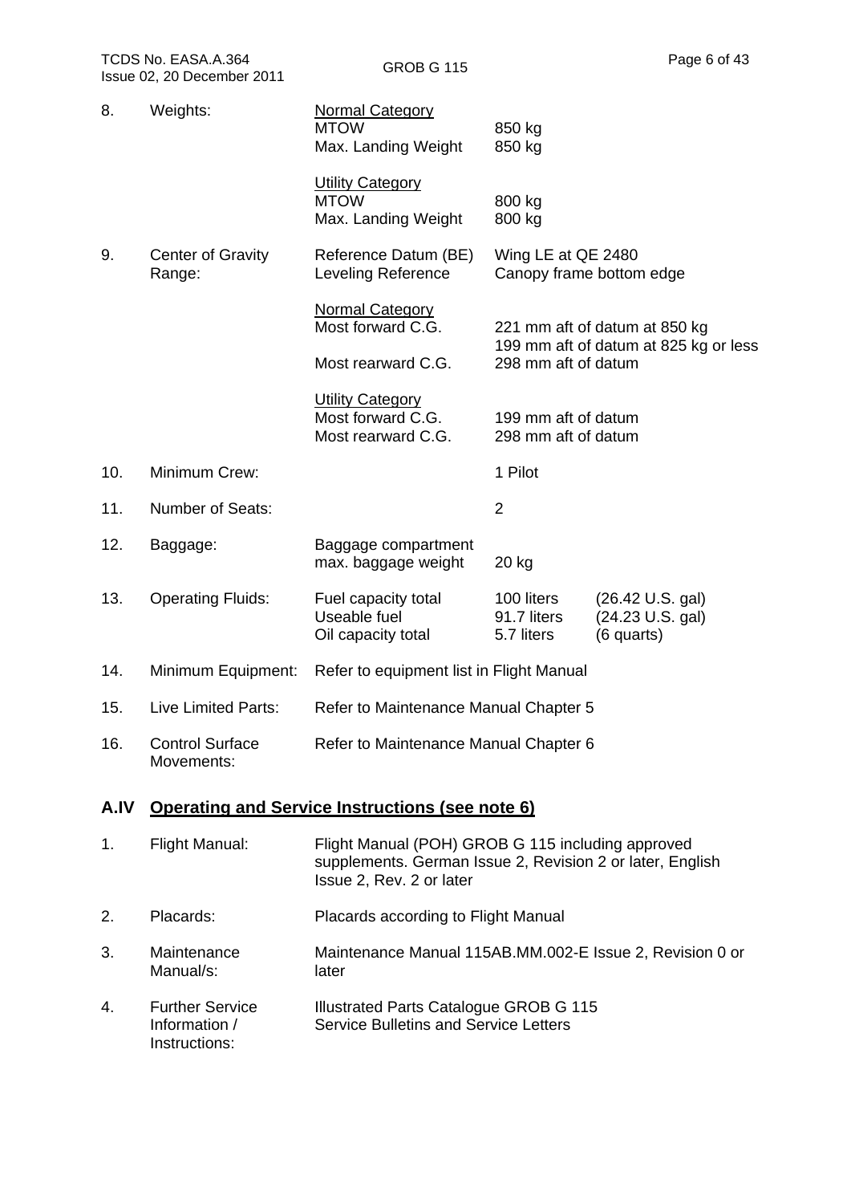| | | | | |
|---|---|---|---|---|
| 8. | Weights: | Normal Category<br>MTOW<br>Max. Landing Weight | 850 kg<br>850 kg | |
| | | Utility Category<br>MTOW<br>Max. Landing Weight | 800 kg<br>800 kg | |
| 9. | Center of Gravity Range: | Reference Datum (BE)<br>Leveling Reference | Wing LE at QE 2480<br>Canopy frame bottom edge | |
| | | Normal Category<br>Most forward C.G. | 221 mm aft of datum at 850 kg<br>199 mm aft of datum at 825 kg or less | |
| | | Most rearward C.G. | 298 mm aft of datum | |
| | | Utility Category<br>Most forward C.G.<br>Most rearward C.G. | 199 mm aft of datum<br>298 mm aft of datum | |
| 10. | Minimum Crew: | | 1 Pilot | |
| 11. | Number of Seats: | | 2 | |
| 12. | Baggage: | Baggage compartment max. baggage weight | 20 kg | |
| 13. | Operating Fluids: | Fuel capacity total<br>Useable fuel<br>Oil capacity total | 100 liters<br>91.7 liters<br>5.7 liters | (26.42 U.S. gal)<br>(24.23 U.S. gal)<br>(6 quarts) |
| 14. | Minimum Equipment: | Refer to equipment list in Flight Manual | | |
| 15. | Live Limited Parts: | Refer to Maintenance Manual Chapter 5 | | |
| 16. | Control Surface Movements: | Refer to Maintenance Manual Chapter 6 | | |

## A.IV Operating and Service Instructions (see note 6)

| | | |
|---|---|---|
| 1. | Flight Manual: | Flight Manual (POH) GROB G 115 including approved supplements. German Issue 2, Revision 2 or later, English Issue 2, Rev. 2 or later |
| 2. | Placards: | Placards according to Flight Manual |
| 3. | Maintenance Manual/s: | Maintenance Manual 115AB.MM.002-E Issue 2, Revision 0 or later |
| 4. | Further Service Information / Instructions: | Illustrated Parts Catalogue GROB G 115<br>Service Bulletins and Service Letters |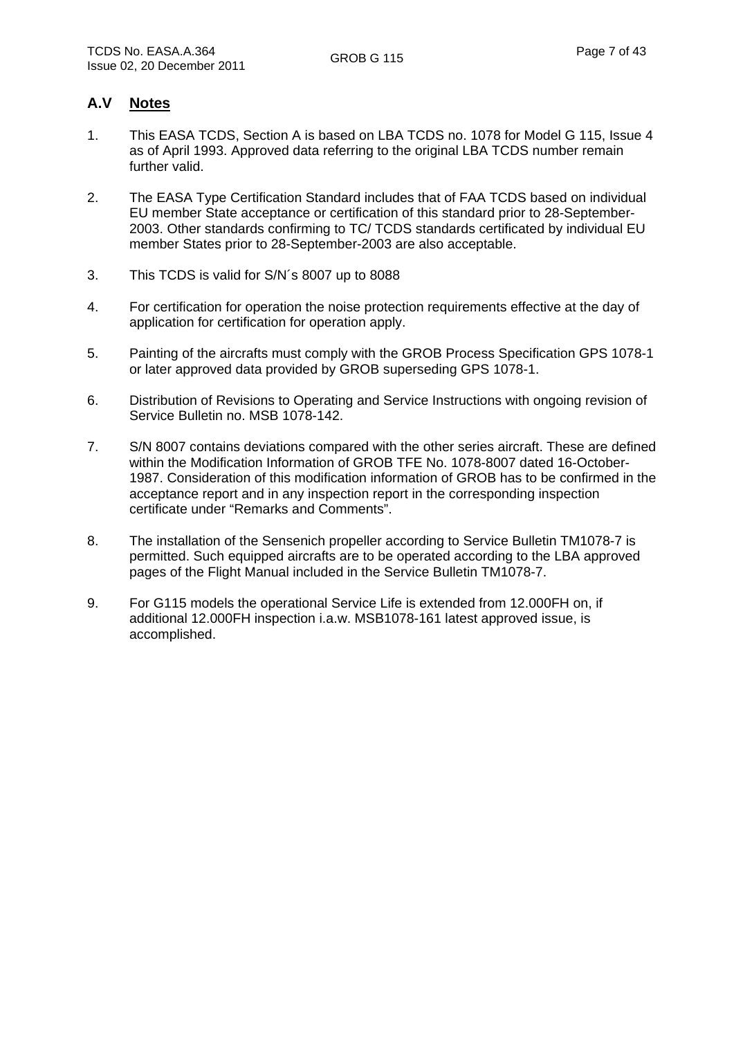## A.V Notes

1. This EASA TCDS, Section A is based on LBA TCDS no. 1078 for Model G 115, Issue 4 as of April 1993. Approved data referring to the original LBA TCDS number remain further valid.

2. The EASA Type Certification Standard includes that of FAA TCDS based on individual EU member State acceptance or certification of this standard prior to 28-September-2003. Other standards confirming to TC/ TCDS standards certificated by individual EU member States prior to 28-September-2003 are also acceptable.

3. This TCDS is valid for S/N´s 8007 up to 8088

4. For certification for operation the noise protection requirements effective at the day of application for certification for operation apply.

5. Painting of the aircrafts must comply with the GROB Process Specification GPS 1078-1 or later approved data provided by GROB superseding GPS 1078-1.

6. Distribution of Revisions to Operating and Service Instructions with ongoing revision of Service Bulletin no. MSB 1078-142.

7. S/N 8007 contains deviations compared with the other series aircraft. These are defined within the Modification Information of GROB TFE No. 1078-8007 dated 16-October-1987. Consideration of this modification information of GROB has to be confirmed in the acceptance report and in any inspection report in the corresponding inspection certificate under "Remarks and Comments".

8. The installation of the Sensenich propeller according to Service Bulletin TM1078-7 is permitted. Such equipped aircrafts are to be operated according to the LBA approved pages of the Flight Manual included in the Service Bulletin TM1078-7.

9. For G115 models the operational Service Life is extended from 12.000FH on, if additional 12.000FH inspection i.a.w. MSB1078-161 latest approved issue, is accomplished.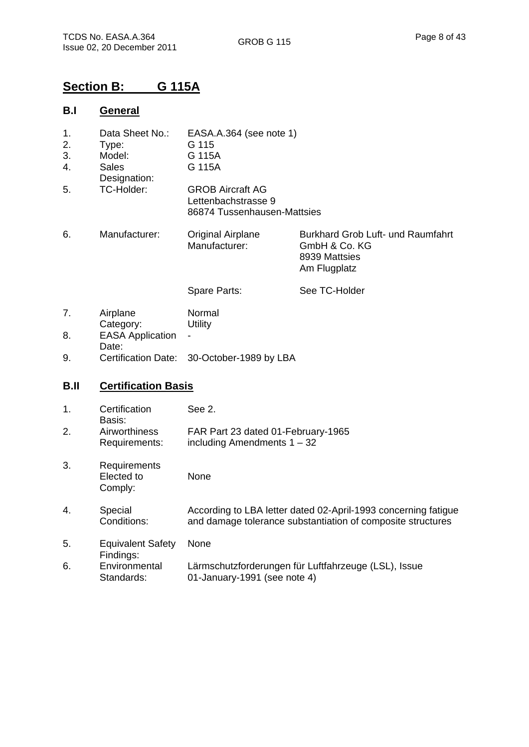## Section B: G 115A

### B.I General

| | | | |
|---|---|---|---|
| 1. | Data Sheet No.: | EASA.A.364 (see note 1) | |
| 2. | Type: | G 115 | |
| 3. | Model: | G 115A | |
| 4. | Sales Designation: | G 115A | |
| 5. | TC-Holder: | GROB Aircraft AG<br>Lettenbachstrasse 9<br>86874 Tussenhausen-Mattsies | |
| 6. | Manufacturer: | Original Airplane Manufacturer: | Burkhard Grob Luft- und Raumfahrt GmbH & Co. KG<br>8939 Mattsies<br>Am Flugplatz |
| | | Spare Parts: | See TC-Holder |
| 7. | Airplane Category: | Normal<br>Utility | |
| 8. | EASA Application Date: | - | |
| 9. | Certification Date: | 30-October-1989 by LBA | |

### B.II Certification Basis

| | | |
|---|---|---|
| 1. | Certification Basis: | See 2. |
| 2. | Airworthiness Requirements: | FAR Part 23 dated 01-February-1965 including Amendments 1 – 32 |
| 3. | Requirements Elected to Comply: | None |
| 4. | Special Conditions: | According to LBA letter dated 02-April-1993 concerning fatigue and damage tolerance substantiation of composite structures |
| 5. | Equivalent Safety Findings: | None |
| 6. | Environmental Standards: | Lärmschutzforderungen für Luftfahrzeuge (LSL), Issue 01-January-1991 (see note 4) |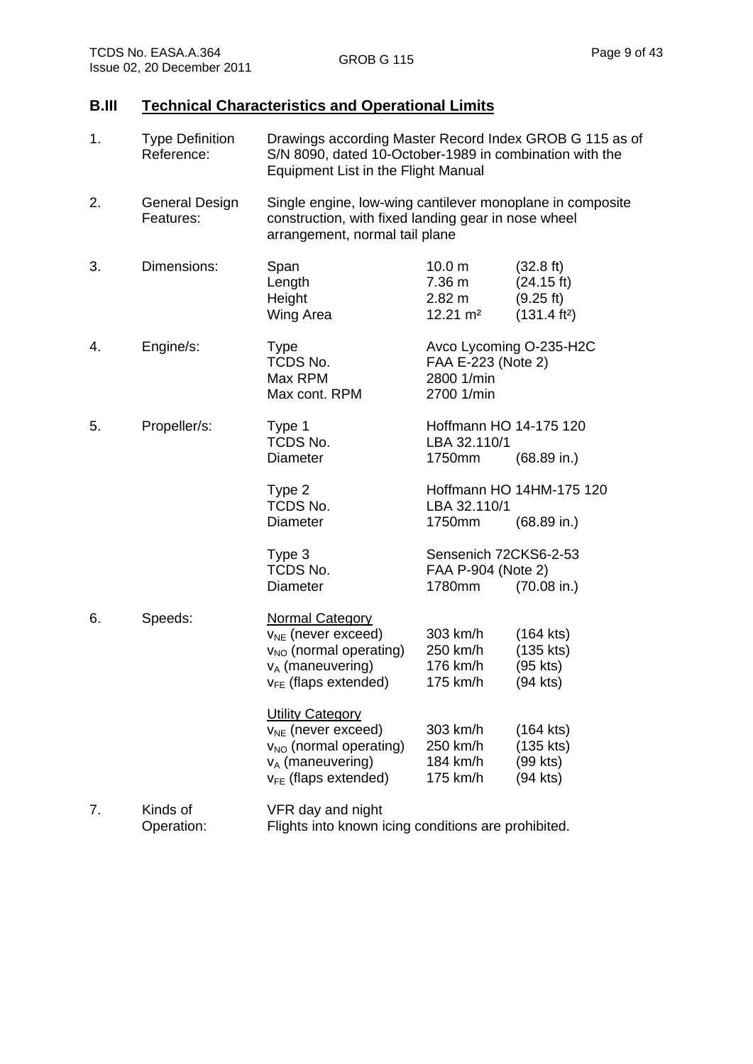## B.III Technical Characteristics and Operational Limits

1. **Type Definition Reference:** Drawings according Master Record Index GROB G 115 as of S/N 8090, dated 10-October-1989 in combination with the Equipment List in the Flight Manual

2. **General Design Features:** Single engine, low-wing cantilever monoplane in composite construction, with fixed landing gear in nose wheel arrangement, normal tail plane

3. **Dimensions:**

| | | |
|---|---|---|
| Span | 10.0 m | (32.8 ft) |
| Length | 7.36 m | (24.15 ft) |
| Height | 2.82 m | (9.25 ft) |
| Wing Area | 12.21 m² | (131.4 ft²) |

4. **Engine/s:**

| | |
|---|---|
| Type | Avco Lycoming O-235-H2C |
| TCDS No. | FAA E-223 (Note 2) |
| Max RPM | 2800 1/min |
| Max cont. RPM | 2700 1/min |

5. **Propeller/s:**

| | | |
|---|---|---|
| Type 1 | Hoffmann HO 14-175 120 | |
| TCDS No. | LBA 32.110/1 | |
| Diameter | 1750mm | (68.89 in.) |
| Type 2 | Hoffmann HO 14HM-175 120 | |
| TCDS No. | LBA 32.110/1 | |
| Diameter | 1750mm | (68.89 in.) |
| Type 3 | Sensenich 72CKS6-2-53 | |
| TCDS No. | FAA P-904 (Note 2) | |
| Diameter | 1780mm | (70.08 in.) |

6. **Speeds:**

Normal Category

| | | |
|---|---|---|
| $v_{NE}$ (never exceed) | 303 km/h | (164 kts) |
| $v_{NO}$ (normal operating) | 250 km/h | (135 kts) |
| $v_{A}$ (maneuvering) | 176 km/h | (95 kts) |
| $v_{FE}$ (flaps extended) | 175 km/h | (94 kts) |

Utility Category

| | | |
|---|---|---|
| $v_{NE}$ (never exceed) | 303 km/h | (164 kts) |
| $v_{NO}$ (normal operating) | 250 km/h | (135 kts) |
| $v_{A}$ (maneuvering) | 184 km/h | (99 kts) |
| $v_{FE}$ (flaps extended) | 175 km/h | (94 kts) |

7. **Kinds of Operation:** VFR day and night
   Flights into known icing conditions are prohibited.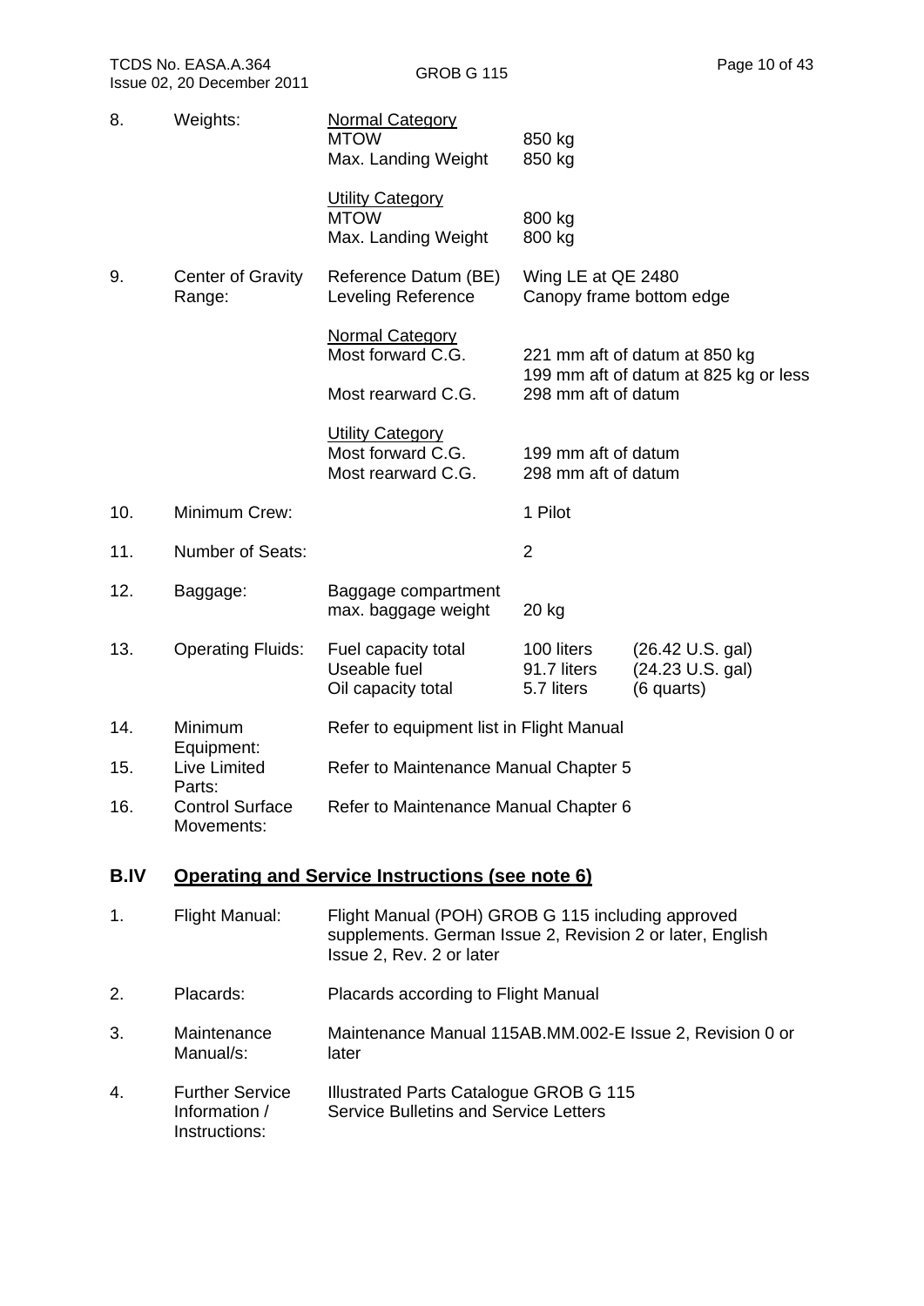| 8. | Weights: | <u>Normal Category</u> | |
|---|---|---|---|
| | | MTOW | 850 kg |
| | | Max. Landing Weight | 850 kg |
| | | <u>Utility Category</u> | |
| | | MTOW | 800 kg |
| | | Max. Landing Weight | 800 kg |
| 9. | Center of Gravity Range: | Reference Datum (BE) | Wing LE at QE 2480 |
| | | Leveling Reference | Canopy frame bottom edge |
| | | <u>Normal Category</u> | |
| | | Most forward C.G. | 221 mm aft of datum at 850 kg<br>199 mm aft of datum at 825 kg or less |
| | | Most rearward C.G. | 298 mm aft of datum |
| | | <u>Utility Category</u> | |
| | | Most forward C.G. | 199 mm aft of datum |
| | | Most rearward C.G. | 298 mm aft of datum |
| 10. | Minimum Crew: | | 1 Pilot |
| 11. | Number of Seats: | | 2 |
| 12. | Baggage: | Baggage compartment max. baggage weight | 20 kg |

| 13. | Operating Fluids: | Fuel capacity total | 100 liters | (26.42 U.S. gal) |
|---|---|---|---|---|
| | | Useable fuel | 91.7 liters | (24.23 U.S. gal) |
| | | Oil capacity total | 5.7 liters | (6 quarts) |

| 14. | Minimum Equipment: | Refer to equipment list in Flight Manual |
|---|---|---|
| 15. | Live Limited Parts: | Refer to Maintenance Manual Chapter 5 |
| 16. | Control Surface Movements: | Refer to Maintenance Manual Chapter 6 |

## B.IV <u>Operating and Service Instructions (see note 6)</u>

| 1. | Flight Manual: | Flight Manual (POH) GROB G 115 including approved supplements. German Issue 2, Revision 2 or later, English Issue 2, Rev. 2 or later |
|---|---|---|
| 2. | Placards: | Placards according to Flight Manual |
| 3. | Maintenance Manual/s: | Maintenance Manual 115AB.MM.002-E Issue 2, Revision 0 or later |
| 4. | Further Service Information / Instructions: | Illustrated Parts Catalogue GROB G 115<br>Service Bulletins and Service Letters |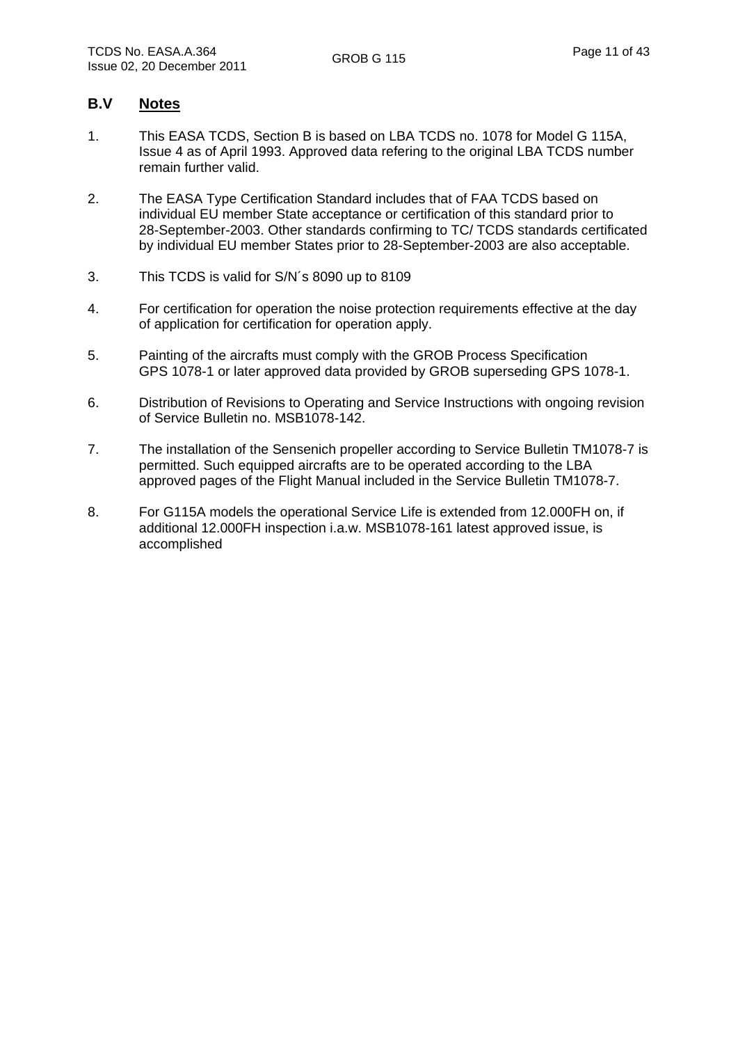## B.V Notes

1. This EASA TCDS, Section B is based on LBA TCDS no. 1078 for Model G 115A, Issue 4 as of April 1993. Approved data refering to the original LBA TCDS number remain further valid.

2. The EASA Type Certification Standard includes that of FAA TCDS based on individual EU member State acceptance or certification of this standard prior to 28-September-2003. Other standards confirming to TC/ TCDS standards certificated by individual EU member States prior to 28-September-2003 are also acceptable.

3. This TCDS is valid for S/N´s 8090 up to 8109

4. For certification for operation the noise protection requirements effective at the day of application for certification for operation apply.

5. Painting of the aircrafts must comply with the GROB Process Specification GPS 1078-1 or later approved data provided by GROB superseding GPS 1078-1.

6. Distribution of Revisions to Operating and Service Instructions with ongoing revision of Service Bulletin no. MSB1078-142.

7. The installation of the Sensenich propeller according to Service Bulletin TM1078-7 is permitted. Such equipped aircrafts are to be operated according to the LBA approved pages of the Flight Manual included in the Service Bulletin TM1078-7.

8. For G115A models the operational Service Life is extended from 12.000FH on, if additional 12.000FH inspection i.a.w. MSB1078-161 latest approved issue, is accomplished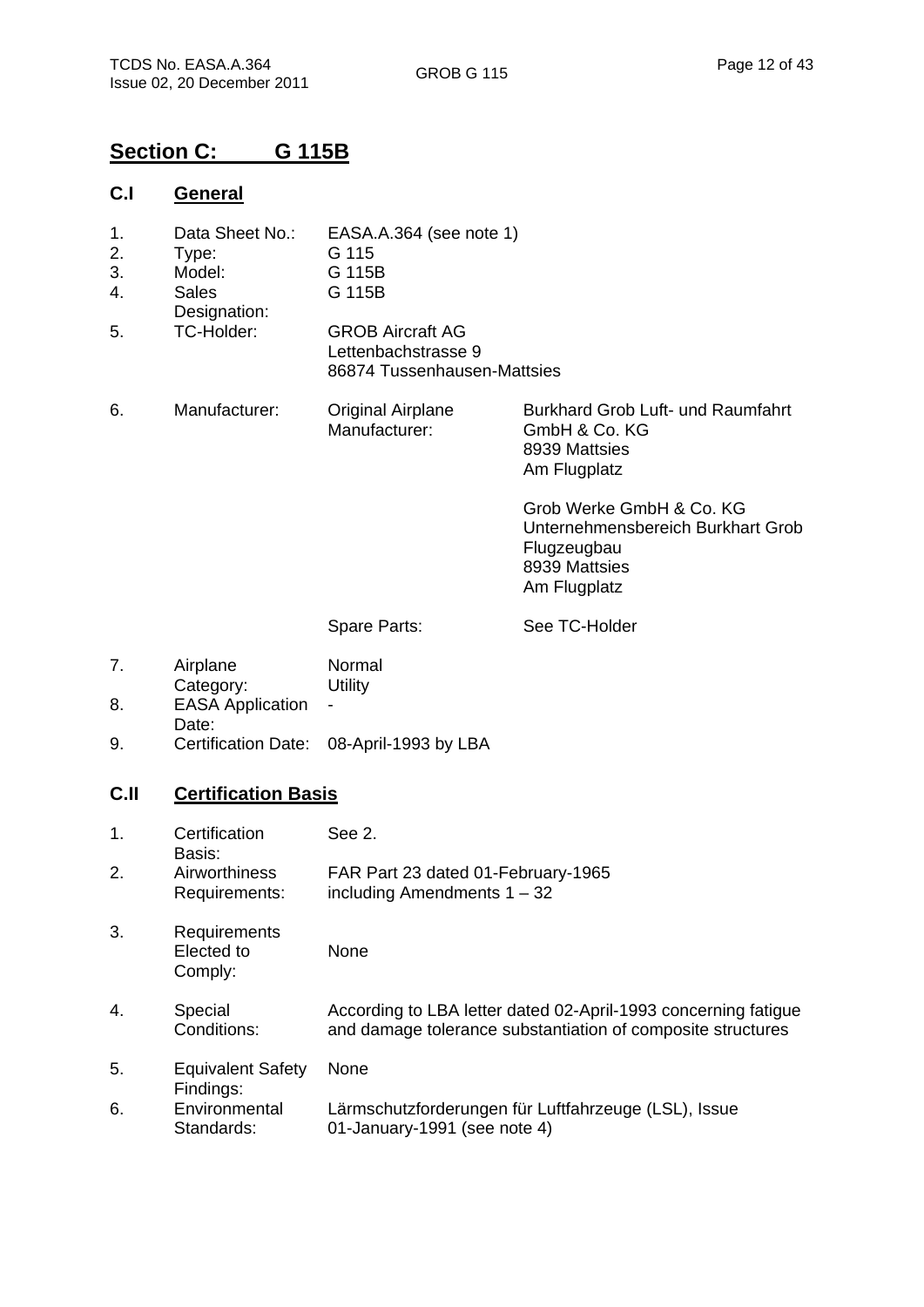## Section C: G 115B

### C.I General

| | | | |
|---|---|---|---|
| 1. | Data Sheet No.: | EASA.A.364 (see note 1) | |
| 2. | Type: | G 115 | |
| 3. | Model: | G 115B | |
| 4. | Sales Designation: | G 115B | |
| 5. | TC-Holder: | GROB Aircraft AG<br>Lettenbachstrasse 9<br>86874 Tussenhausen-Mattsies | |
| 6. | Manufacturer: | Original Airplane Manufacturer: | Burkhard Grob Luft- und Raumfahrt GmbH & Co. KG<br>8939 Mattsies<br>Am Flugplatz<br><br>Grob Werke GmbH & Co. KG<br>Unternehmensbereich Burkhart Grob Flugzeugbau<br>8939 Mattsies<br>Am Flugplatz |
| | | Spare Parts: | See TC-Holder |
| 7. | Airplane Category: | Normal<br>Utility | |
| 8. | EASA Application Date: | - | |
| 9. | Certification Date: | 08-April-1993 by LBA | |

### C.II Certification Basis

| | | |
|---|---|---|
| 1. | Certification Basis: | See 2. |
| 2. | Airworthiness Requirements: | FAR Part 23 dated 01-February-1965 including Amendments 1 – 32 |
| 3. | Requirements Elected to Comply: | None |
| 4. | Special Conditions: | According to LBA letter dated 02-April-1993 concerning fatigue and damage tolerance substantiation of composite structures |
| 5. | Equivalent Safety Findings: | None |
| 6. | Environmental Standards: | Lärmschutzforderungen für Luftfahrzeuge (LSL), Issue 01-January-1991 (see note 4) |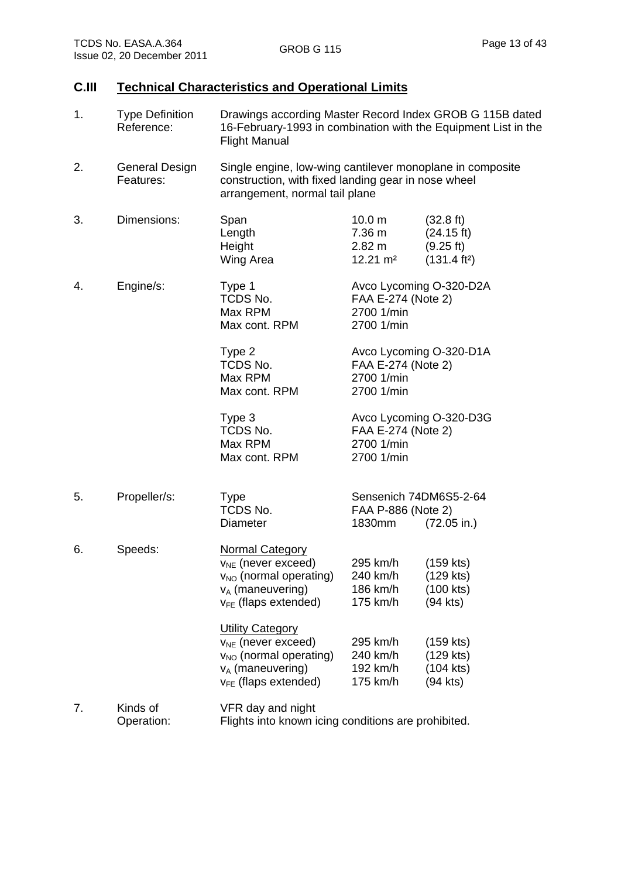## C.III Technical Characteristics and Operational Limits

| | | | | |
|---|---|---|---|---|
| 1. | Type Definition Reference: | Drawings according Master Record Index GROB G 115B dated 16-February-1993 in combination with the Equipment List in the Flight Manual | | |
| 2. | General Design Features: | Single engine, low-wing cantilever monoplane in composite construction, with fixed landing gear in nose wheel arrangement, normal tail plane | | |
| 3. | Dimensions: | Span | 10.0 m | (32.8 ft) |
| | | Length | 7.36 m | (24.15 ft) |
| | | Height | 2.82 m | (9.25 ft) |
| | | Wing Area | 12.21 m² | (131.4 ft²) |
| 4. | Engine/s: | Type 1 | Avco Lycoming O-320-D2A | |
| | | TCDS No. | FAA E-274 (Note 2) | |
| | | Max RPM | 2700 1/min | |
| | | Max cont. RPM | 2700 1/min | |
| | | Type 2 | Avco Lycoming O-320-D1A | |
| | | TCDS No. | FAA E-274 (Note 2) | |
| | | Max RPM | 2700 1/min | |
| | | Max cont. RPM | 2700 1/min | |
| | | Type 3 | Avco Lycoming O-320-D3G | |
| | | TCDS No. | FAA E-274 (Note 2) | |
| | | Max RPM | 2700 1/min | |
| | | Max cont. RPM | 2700 1/min | |
| 5. | Propeller/s: | Type | Sensenich 74DM6S5-2-64 | |
| | | TCDS No. | FAA P-886 (Note 2) | |
| | | Diameter | 1830mm | (72.05 in.) |
| 6. | Speeds: | Normal Category | | |
| | | $v_{NE}$ (never exceed) | 295 km/h | (159 kts) |
| | | $v_{NO}$ (normal operating) | 240 km/h | (129 kts) |
| | | $v_A$ (maneuvering) | 186 km/h | (100 kts) |
| | | $v_{FE}$ (flaps extended) | 175 km/h | (94 kts) |
| | | Utility Category | | |
| | | $v_{NE}$ (never exceed) | 295 km/h | (159 kts) |
| | | $v_{NO}$ (normal operating) | 240 km/h | (129 kts) |
| | | $v_A$ (maneuvering) | 192 km/h | (104 kts) |
| | | $v_{FE}$ (flaps extended) | 175 km/h | (94 kts) |
| 7. | Kinds of Operation: | VFR day and night<br>Flights into known icing conditions are prohibited. | | |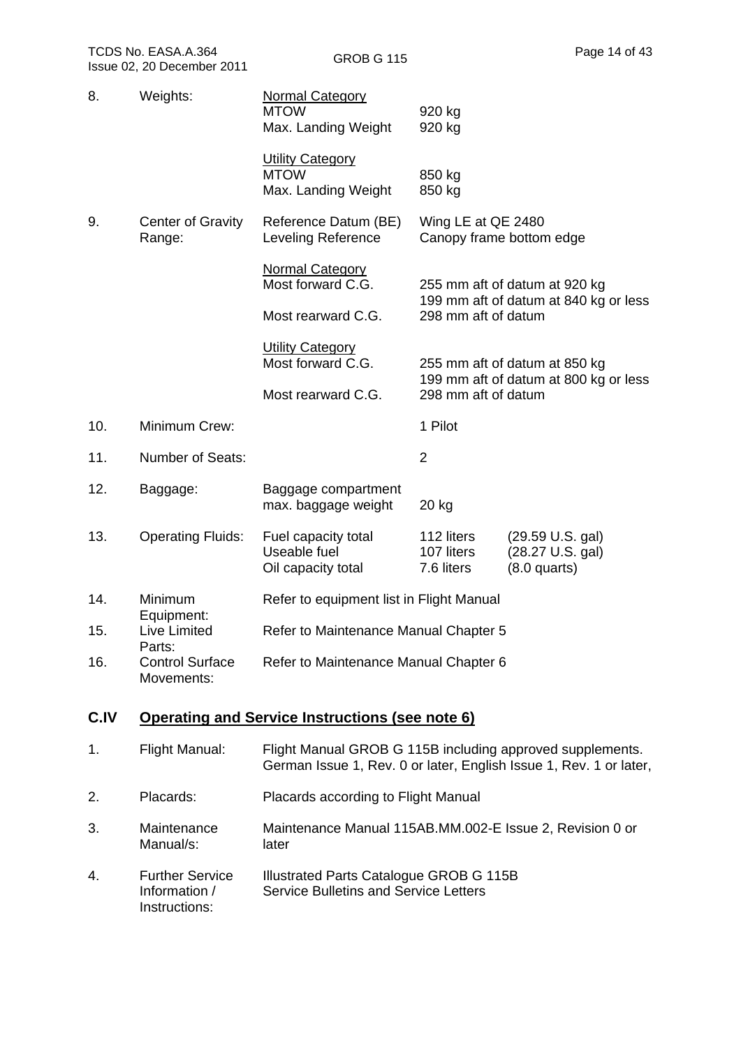| | | | | |
|---|---|---|---|---|
| 8. | Weights: | Normal Category<br>MTOW<br>Max. Landing Weight | 920 kg<br>920 kg | |
| | | Utility Category<br>MTOW<br>Max. Landing Weight | 850 kg<br>850 kg | |
| 9. | Center of Gravity Range: | Reference Datum (BE)<br>Leveling Reference | Wing LE at QE 2480<br>Canopy frame bottom edge | |
| | | Normal Category<br>Most forward C.G. | 255 mm aft of datum at 920 kg<br>199 mm aft of datum at 840 kg or less | |
| | | Most rearward C.G. | 298 mm aft of datum | |
| | | Utility Category<br>Most forward C.G. | 255 mm aft of datum at 850 kg<br>199 mm aft of datum at 800 kg or less | |
| | | Most rearward C.G. | 298 mm aft of datum | |
| 10. | Minimum Crew: | | 1 Pilot | |
| 11. | Number of Seats: | | 2 | |
| 12. | Baggage: | Baggage compartment<br>max. baggage weight | 20 kg | |
| 13. | Operating Fluids: | Fuel capacity total<br>Useable fuel<br>Oil capacity total | 112 liters<br>107 liters<br>7.6 liters | (29.59 U.S. gal)<br>(28.27 U.S. gal)<br>(8.0 quarts) |
| 14. | Minimum Equipment: | Refer to equipment list in Flight Manual | | |
| 15. | Live Limited Parts: | Refer to Maintenance Manual Chapter 5 | | |
| 16. | Control Surface Movements: | Refer to Maintenance Manual Chapter 6 | | |

## C.IV Operating and Service Instructions (see note 6)

| | | |
|---|---|---|
| 1. | Flight Manual: | Flight Manual GROB G 115B including approved supplements. German Issue 1, Rev. 0 or later, English Issue 1, Rev. 1 or later, |
| 2. | Placards: | Placards according to Flight Manual |
| 3. | Maintenance Manual/s: | Maintenance Manual 115AB.MM.002-E Issue 2, Revision 0 or later |
| 4. | Further Service Information / Instructions: | Illustrated Parts Catalogue GROB G 115B<br>Service Bulletins and Service Letters |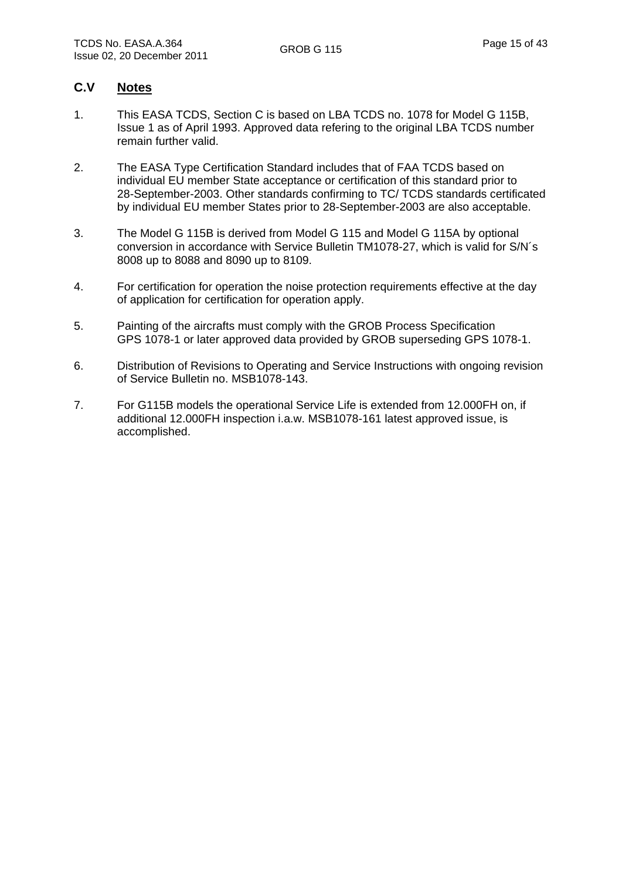## C.V Notes

1. This EASA TCDS, Section C is based on LBA TCDS no. 1078 for Model G 115B, Issue 1 as of April 1993. Approved data refering to the original LBA TCDS number remain further valid.

2. The EASA Type Certification Standard includes that of FAA TCDS based on individual EU member State acceptance or certification of this standard prior to 28-September-2003. Other standards confirming to TC/ TCDS standards certificated by individual EU member States prior to 28-September-2003 are also acceptable.

3. The Model G 115B is derived from Model G 115 and Model G 115A by optional conversion in accordance with Service Bulletin TM1078-27, which is valid for S/N´s 8008 up to 8088 and 8090 up to 8109.

4. For certification for operation the noise protection requirements effective at the day of application for certification for operation apply.

5. Painting of the aircrafts must comply with the GROB Process Specification GPS 1078-1 or later approved data provided by GROB superseding GPS 1078-1.

6. Distribution of Revisions to Operating and Service Instructions with ongoing revision of Service Bulletin no. MSB1078-143.

7. For G115B models the operational Service Life is extended from 12.000FH on, if additional 12.000FH inspection i.a.w. MSB1078-161 latest approved issue, is accomplished.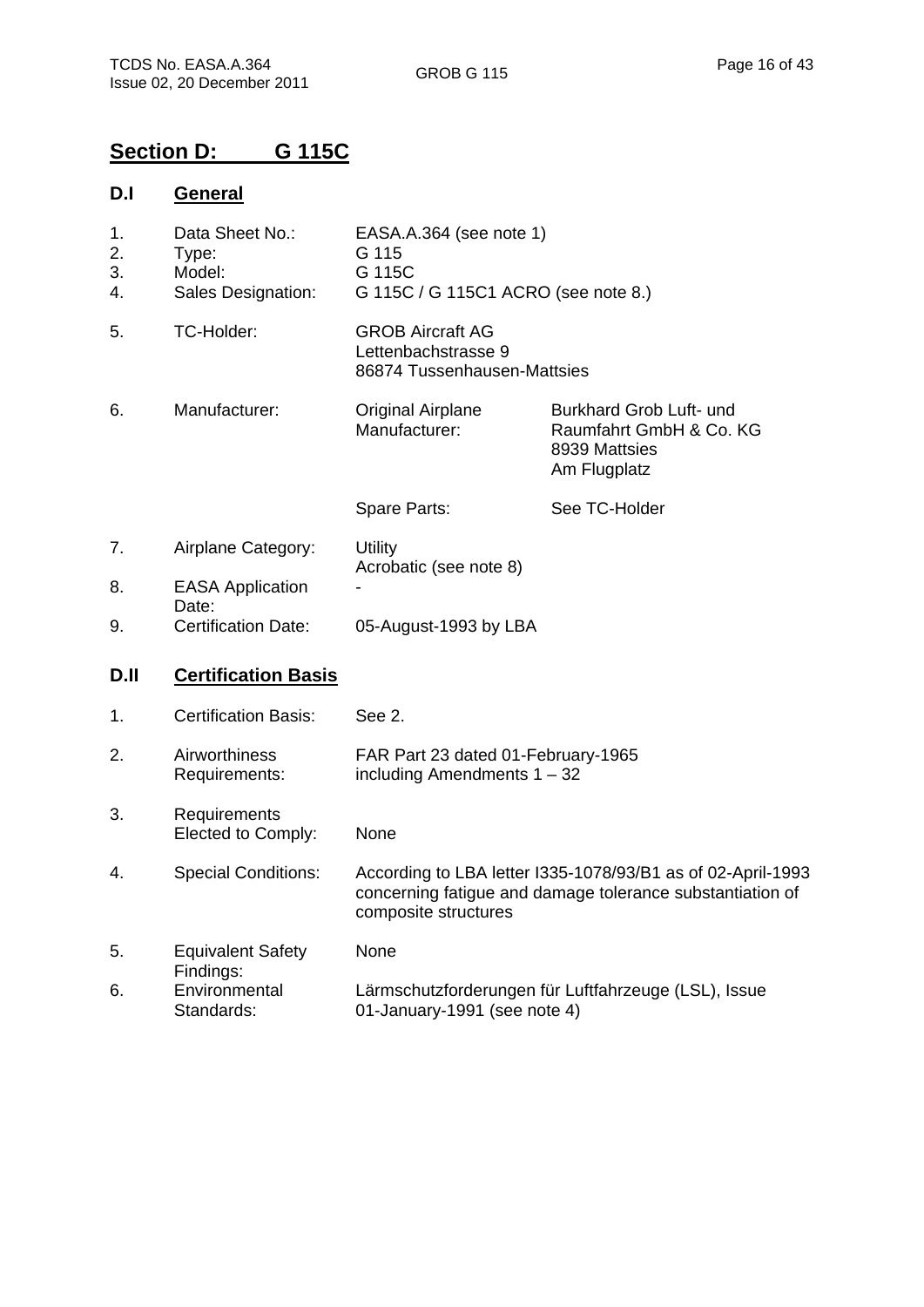## Section D: G 115C

### D.I General

| | | | |
|---|---|---|---|
| 1. | Data Sheet No.: | EASA.A.364 (see note 1) | |
| 2. | Type: | G 115 | |
| 3. | Model: | G 115C | |
| 4. | Sales Designation: | G 115C / G 115C1 ACRO (see note 8.) | |
| 5. | TC-Holder: | GROB Aircraft AG<br>Lettenbachstrasse 9<br>86874 Tussenhausen-Mattsies | |
| 6. | Manufacturer: | Original Airplane Manufacturer: | Burkhard Grob Luft- und Raumfahrt GmbH & Co. KG<br>8939 Mattsies<br>Am Flugplatz |
| | | Spare Parts: | See TC-Holder |
| 7. | Airplane Category: | Utility<br>Acrobatic (see note 8) | |
| 8. | EASA Application Date: | - | |
| 9. | Certification Date: | 05-August-1993 by LBA | |

### D.II Certification Basis

| | | |
|---|---|---|
| 1. | Certification Basis: | See 2. |
| 2. | Airworthiness Requirements: | FAR Part 23 dated 01-February-1965 including Amendments 1 – 32 |
| 3. | Requirements Elected to Comply: | None |
| 4. | Special Conditions: | According to LBA letter I335-1078/93/B1 as of 02-April-1993 concerning fatigue and damage tolerance substantiation of composite structures |
| 5. | Equivalent Safety Findings: | None |
| 6. | Environmental Standards: | Lärmschutzforderungen für Luftfahrzeuge (LSL), Issue 01-January-1991 (see note 4) |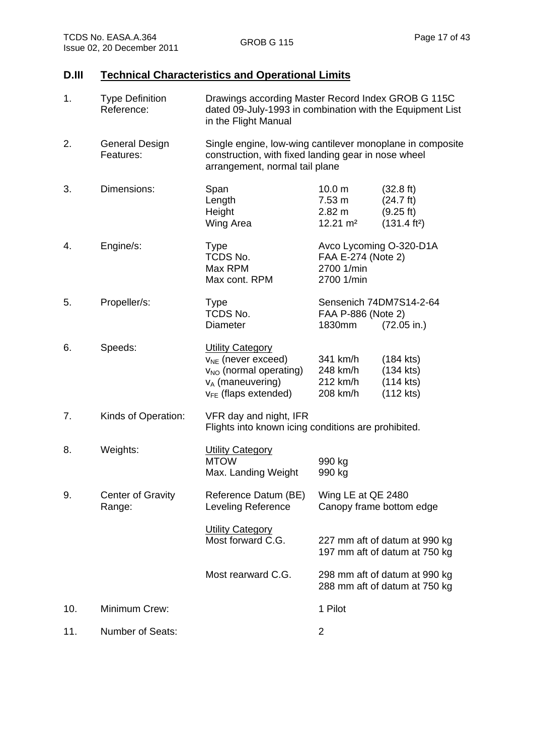## D.III Technical Characteristics and Operational Limits

| | | | | |
|---|---|---|---|---|
| 1. | Type Definition Reference: | Drawings according Master Record Index GROB G 115C dated 09-July-1993 in combination with the Equipment List in the Flight Manual | | |
| 2. | General Design Features: | Single engine, low-wing cantilever monoplane in composite construction, with fixed landing gear in nose wheel arrangement, normal tail plane | | |
| 3. | Dimensions: | Span | 10.0 m | (32.8 ft) |
| | | Length | 7.53 m | (24.7 ft) |
| | | Height | 2.82 m | (9.25 ft) |
| | | Wing Area | 12.21 m² | (131.4 ft²) |
| 4. | Engine/s: | Type | Avco Lycoming O-320-D1A | |
| | | TCDS No. | FAA E-274 (Note 2) | |
| | | Max RPM | 2700 1/min | |
| | | Max cont. RPM | 2700 1/min | |
| 5. | Propeller/s: | Type | Sensenich 74DM7S14-2-64 | |
| | | TCDS No. | FAA P-886 (Note 2) | |
| | | Diameter | 1830mm | (72.05 in.) |
| 6. | Speeds: | Utility Category | | |
| | | $v_{NE}$ (never exceed) | 341 km/h | (184 kts) |
| | | $v_{NO}$ (normal operating) | 248 km/h | (134 kts) |
| | | $v_A$ (maneuvering) | 212 km/h | (114 kts) |
| | | $v_{FE}$ (flaps extended) | 208 km/h | (112 kts) |
| 7. | Kinds of Operation: | VFR day and night, IFR<br>Flights into known icing conditions are prohibited. | | |
| 8. | Weights: | Utility Category | | |
| | | MTOW | 990 kg | |
| | | Max. Landing Weight | 990 kg | |
| 9. | Center of Gravity Range: | Reference Datum (BE) | Wing LE at QE 2480 | |
| | | Leveling Reference | Canopy frame bottom edge | |
| | | Utility Category | | |
| | | Most forward C.G. | 227 mm aft of datum at 990 kg<br>197 mm aft of datum at 750 kg | |
| | | Most rearward C.G. | 298 mm aft of datum at 990 kg<br>288 mm aft of datum at 750 kg | |
| 10. | Minimum Crew: | | 1 Pilot | |
| 11. | Number of Seats: | | 2 | |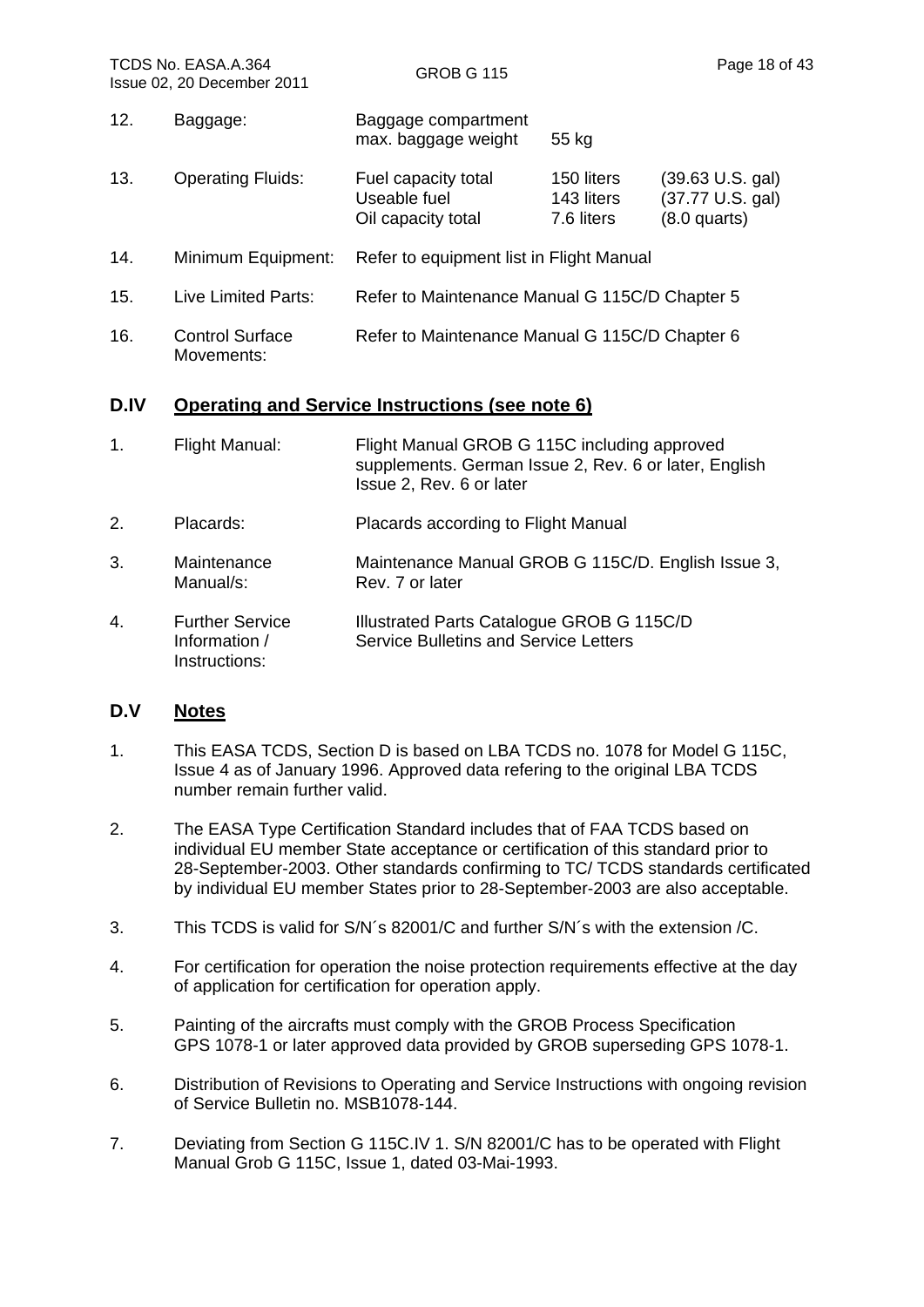12. Baggage:

| | | |
|---|---|---|
| Baggage compartment max. baggage weight | 55 kg | |

13. Operating Fluids:

| | | |
|---|---|---|
| Fuel capacity total | 150 liters | (39.63 U.S. gal) |
| Useable fuel | 143 liters | (37.77 U.S. gal) |
| Oil capacity total | 7.6 liters | (8.0 quarts) |

14. Minimum Equipment: Refer to equipment list in Flight Manual

15. Live Limited Parts: Refer to Maintenance Manual G 115C/D Chapter 5

16. Control Surface Movements: Refer to Maintenance Manual G 115C/D Chapter 6

## D.IV Operating and Service Instructions (see note 6)

1. Flight Manual: Flight Manual GROB G 115C including approved supplements. German Issue 2, Rev. 6 or later, English Issue 2, Rev. 6 or later

2. Placards: Placards according to Flight Manual

3. Maintenance Manual/s: Maintenance Manual GROB G 115C/D. English Issue 3, Rev. 7 or later

4. Further Service Information / Instructions: Illustrated Parts Catalogue GROB G 115C/D
Service Bulletins and Service Letters

## D.V Notes

1. This EASA TCDS, Section D is based on LBA TCDS no. 1078 for Model G 115C, Issue 4 as of January 1996. Approved data refering to the original LBA TCDS number remain further valid.

2. The EASA Type Certification Standard includes that of FAA TCDS based on individual EU member State acceptance or certification of this standard prior to 28-September-2003. Other standards confirming to TC/ TCDS standards certificated by individual EU member States prior to 28-September-2003 are also acceptable.

3. This TCDS is valid for S/N´s 82001/C and further S/N´s with the extension /C.

4. For certification for operation the noise protection requirements effective at the day of application for certification for operation apply.

5. Painting of the aircrafts must comply with the GROB Process Specification GPS 1078-1 or later approved data provided by GROB superseding GPS 1078-1.

6. Distribution of Revisions to Operating and Service Instructions with ongoing revision of Service Bulletin no. MSB1078-144.

7. Deviating from Section G 115C.IV 1. S/N 82001/C has to be operated with Flight Manual Grob G 115C, Issue 1, dated 03-Mai-1993.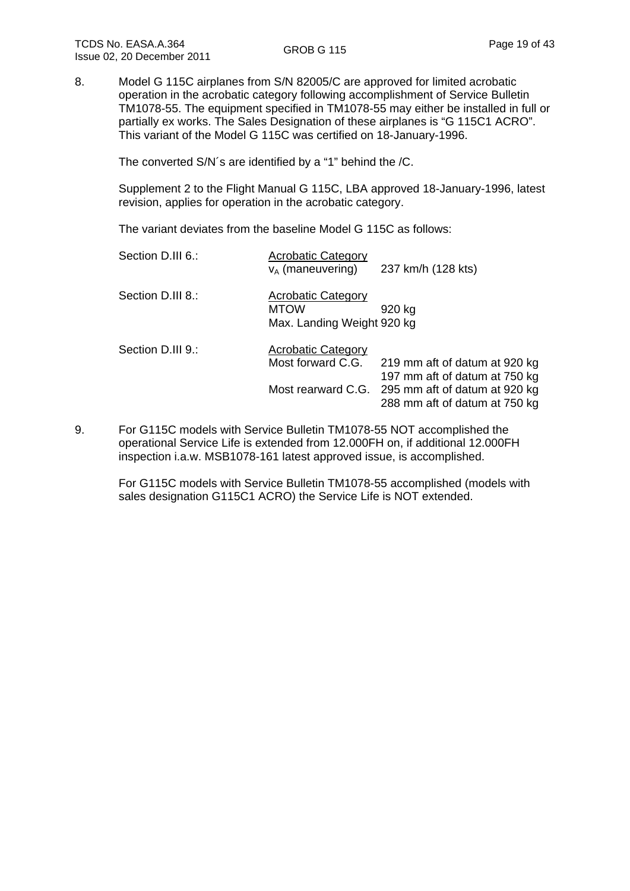8. Model G 115C airplanes from S/N 82005/C are approved for limited acrobatic operation in the acrobatic category following accomplishment of Service Bulletin TM1078-55. The equipment specified in TM1078-55 may either be installed in full or partially ex works. The Sales Designation of these airplanes is "G 115C1 ACRO". This variant of the Model G 115C was certified on 18-January-1996.

   The converted S/N´s are identified by a "1" behind the /C.

   Supplement 2 to the Flight Manual G 115C, LBA approved 18-January-1996, latest revision, applies for operation in the acrobatic category.

   The variant deviates from the baseline Model G 115C as follows:

| | | |
|---|---|---|
| Section D.III 6.: | Acrobatic Category | |
| | $v_A$ (maneuvering) | 237 km/h (128 kts) |
| Section D.III 8.: | Acrobatic Category | |
| | MTOW | 920 kg |
| | Max. Landing Weight | 920 kg |
| Section D.III 9.: | Acrobatic Category | |
| | Most forward C.G. | 219 mm aft of datum at 920 kg |
| | | 197 mm aft of datum at 750 kg |
| | Most rearward C.G. | 295 mm aft of datum at 920 kg |
| | | 288 mm aft of datum at 750 kg |

9. For G115C models with Service Bulletin TM1078-55 NOT accomplished the operational Service Life is extended from 12.000FH on, if additional 12.000FH inspection i.a.w. MSB1078-161 latest approved issue, is accomplished.

   For G115C models with Service Bulletin TM1078-55 accomplished (models with sales designation G115C1 ACRO) the Service Life is NOT extended.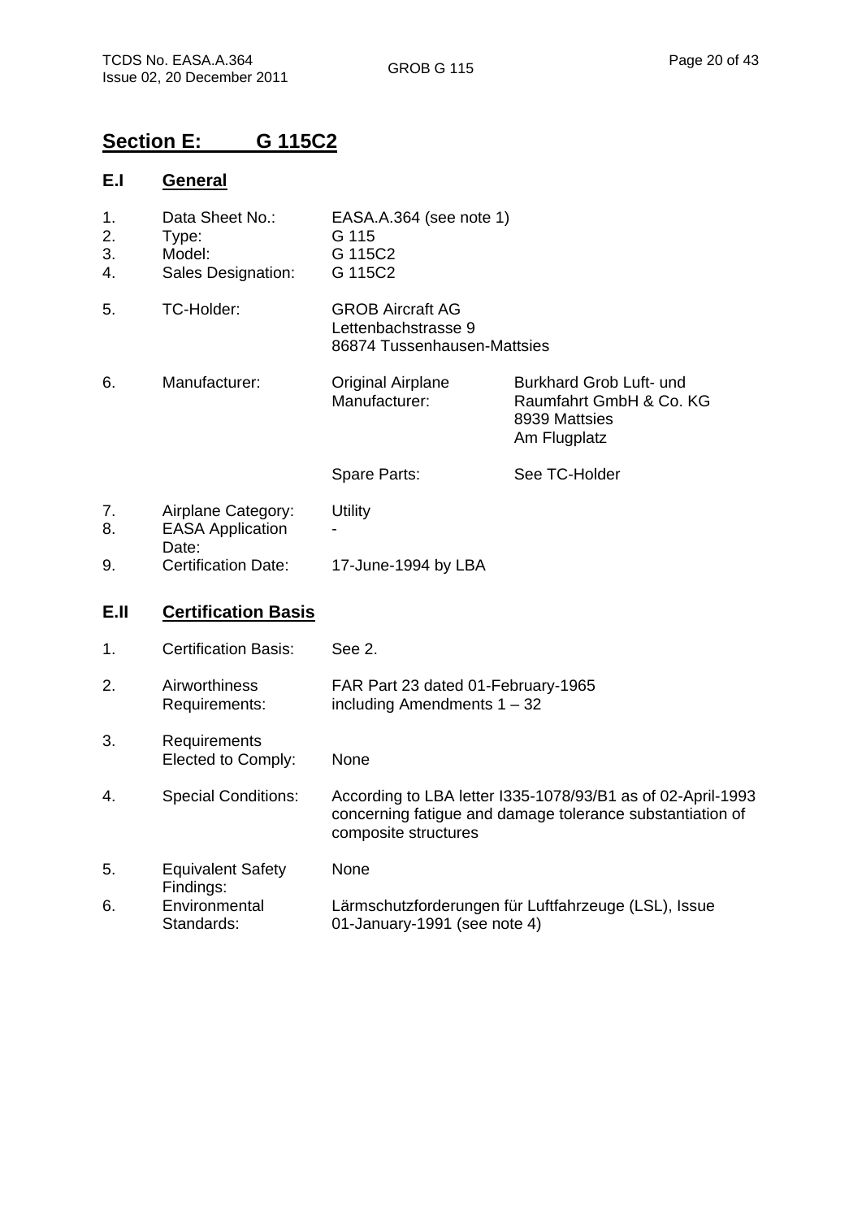## Section E: G 115C2

### E.I General

| | | | |
|---|---|---|---|
| 1. | Data Sheet No.: | EASA.A.364 (see note 1) | |
| 2. | Type: | G 115 | |
| 3. | Model: | G 115C2 | |
| 4. | Sales Designation: | G 115C2 | |
| 5. | TC-Holder: | GROB Aircraft AG<br>Lettenbachstrasse 9<br>86874 Tussenhausen-Mattsies | |
| 6. | Manufacturer: | Original Airplane Manufacturer: | Burkhard Grob Luft- und Raumfahrt GmbH & Co. KG<br>8939 Mattsies<br>Am Flugplatz |
| | | Spare Parts: | See TC-Holder |
| 7. | Airplane Category: | Utility | |
| 8. | EASA Application Date: | - | |
| 9. | Certification Date: | 17-June-1994 by LBA | |

### E.II Certification Basis

| | | |
|---|---|---|
| 1. | Certification Basis: | See 2. |
| 2. | Airworthiness Requirements: | FAR Part 23 dated 01-February-1965 including Amendments 1 – 32 |
| 3. | Requirements Elected to Comply: | None |
| 4. | Special Conditions: | According to LBA letter I335-1078/93/B1 as of 02-April-1993 concerning fatigue and damage tolerance substantiation of composite structures |
| 5. | Equivalent Safety Findings: | None |
| 6. | Environmental Standards: | Lärmschutzforderungen für Luftfahrzeuge (LSL), Issue 01-January-1991 (see note 4) |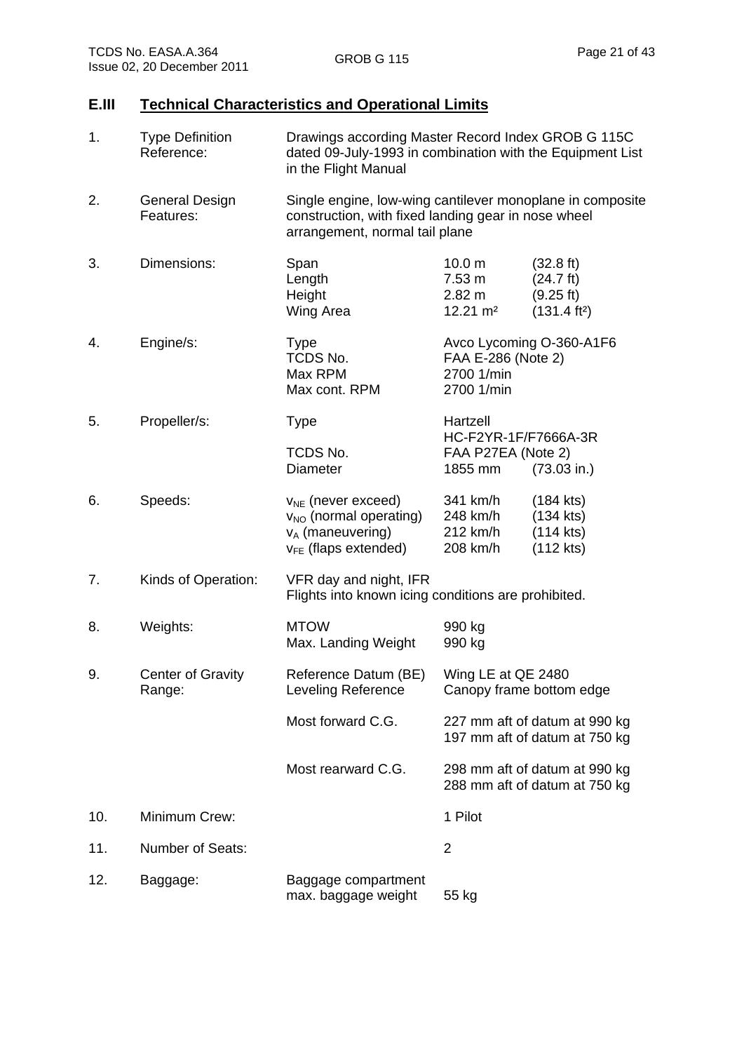## E.III Technical Characteristics and Operational Limits

| | | | | |
|---|---|---|---|---|
| 1. | Type Definition Reference: | Drawings according Master Record Index GROB G 115C dated 09-July-1993 in combination with the Equipment List in the Flight Manual | | |
| 2. | General Design Features: | Single engine, low-wing cantilever monoplane in composite construction, with fixed landing gear in nose wheel arrangement, normal tail plane | | |
| 3. | Dimensions: | Span | 10.0 m | (32.8 ft) |
| | | Length | 7.53 m | (24.7 ft) |
| | | Height | 2.82 m | (9.25 ft) |
| | | Wing Area | 12.21 m² | (131.4 ft²) |
| 4. | Engine/s: | Type | Avco Lycoming O-360-A1F6 | |
| | | TCDS No. | FAA E-286 (Note 2) | |
| | | Max RPM | 2700 1/min | |
| | | Max cont. RPM | 2700 1/min | |
| 5. | Propeller/s: | Type | Hartzell HC-F2YR-1F/F7666A-3R | |
| | | TCDS No. | FAA P27EA (Note 2) | |
| | | Diameter | 1855 mm | (73.03 in.) |
| 6. | Speeds: | $v_{NE}$ (never exceed) | 341 km/h | (184 kts) |
| | | $v_{NO}$ (normal operating) | 248 km/h | (134 kts) |
| | | $v_A$ (maneuvering) | 212 km/h | (114 kts) |
| | | $v_{FE}$ (flaps extended) | 208 km/h | (112 kts) |
| 7. | Kinds of Operation: | VFR day and night, IFR<br>Flights into known icing conditions are prohibited. | | |
| 8. | Weights: | MTOW | 990 kg | |
| | | Max. Landing Weight | 990 kg | |
| 9. | Center of Gravity Range: | Reference Datum (BE) | Wing LE at QE 2480 | |
| | | Leveling Reference | Canopy frame bottom edge | |
| | | Most forward C.G. | 227 mm aft of datum at 990 kg<br>197 mm aft of datum at 750 kg | |
| | | Most rearward C.G. | 298 mm aft of datum at 990 kg<br>288 mm aft of datum at 750 kg | |
| 10. | Minimum Crew: | | 1 Pilot | |
| 11. | Number of Seats: | | 2 | |
| 12. | Baggage: | Baggage compartment max. baggage weight | 55 kg | |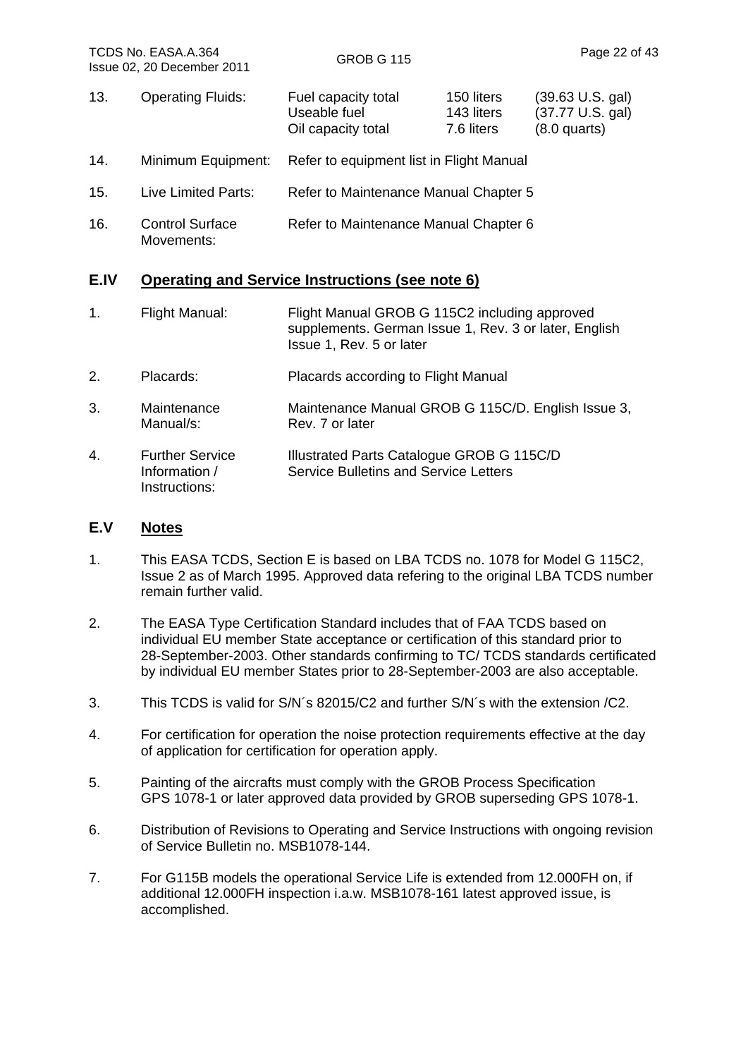| | | | | |
|---|---|---|---|---|
| 13. | Operating Fluids: | Fuel capacity total | 150 liters | (39.63 U.S. gal) |
| | | Useable fuel | 143 liters | (37.77 U.S. gal) |
| | | Oil capacity total | 7.6 liters | (8.0 quarts) |
| 14. | Minimum Equipment: | Refer to equipment list in Flight Manual | | |
| 15. | Live Limited Parts: | Refer to Maintenance Manual Chapter 5 | | |
| 16. | Control Surface Movements: | Refer to Maintenance Manual Chapter 6 | | |

## E.IV Operating and Service Instructions (see note 6)

| | | |
|---|---|---|
| 1. | Flight Manual: | Flight Manual GROB G 115C2 including approved supplements. German Issue 1, Rev. 3 or later, English Issue 1, Rev. 5 or later |
| 2. | Placards: | Placards according to Flight Manual |
| 3. | Maintenance Manual/s: | Maintenance Manual GROB G 115C/D. English Issue 3, Rev. 7 or later |
| 4. | Further Service Information / Instructions: | Illustrated Parts Catalogue GROB G 115C/D<br>Service Bulletins and Service Letters |

## E.V Notes

1. This EASA TCDS, Section E is based on LBA TCDS no. 1078 for Model G 115C2, Issue 2 as of March 1995. Approved data refering to the original LBA TCDS number remain further valid.

2. The EASA Type Certification Standard includes that of FAA TCDS based on individual EU member State acceptance or certification of this standard prior to 28-September-2003. Other standards confirming to TC/ TCDS standards certificated by individual EU member States prior to 28-September-2003 are also acceptable.

3. This TCDS is valid for S/N´s 82015/C2 and further S/N´s with the extension /C2.

4. For certification for operation the noise protection requirements effective at the day of application for certification for operation apply.

5. Painting of the aircrafts must comply with the GROB Process Specification GPS 1078-1 or later approved data provided by GROB superseding GPS 1078-1.

6. Distribution of Revisions to Operating and Service Instructions with ongoing revision of Service Bulletin no. MSB1078-144.

7. For G115B models the operational Service Life is extended from 12.000FH on, if additional 12.000FH inspection i.a.w. MSB1078-161 latest approved issue, is accomplished.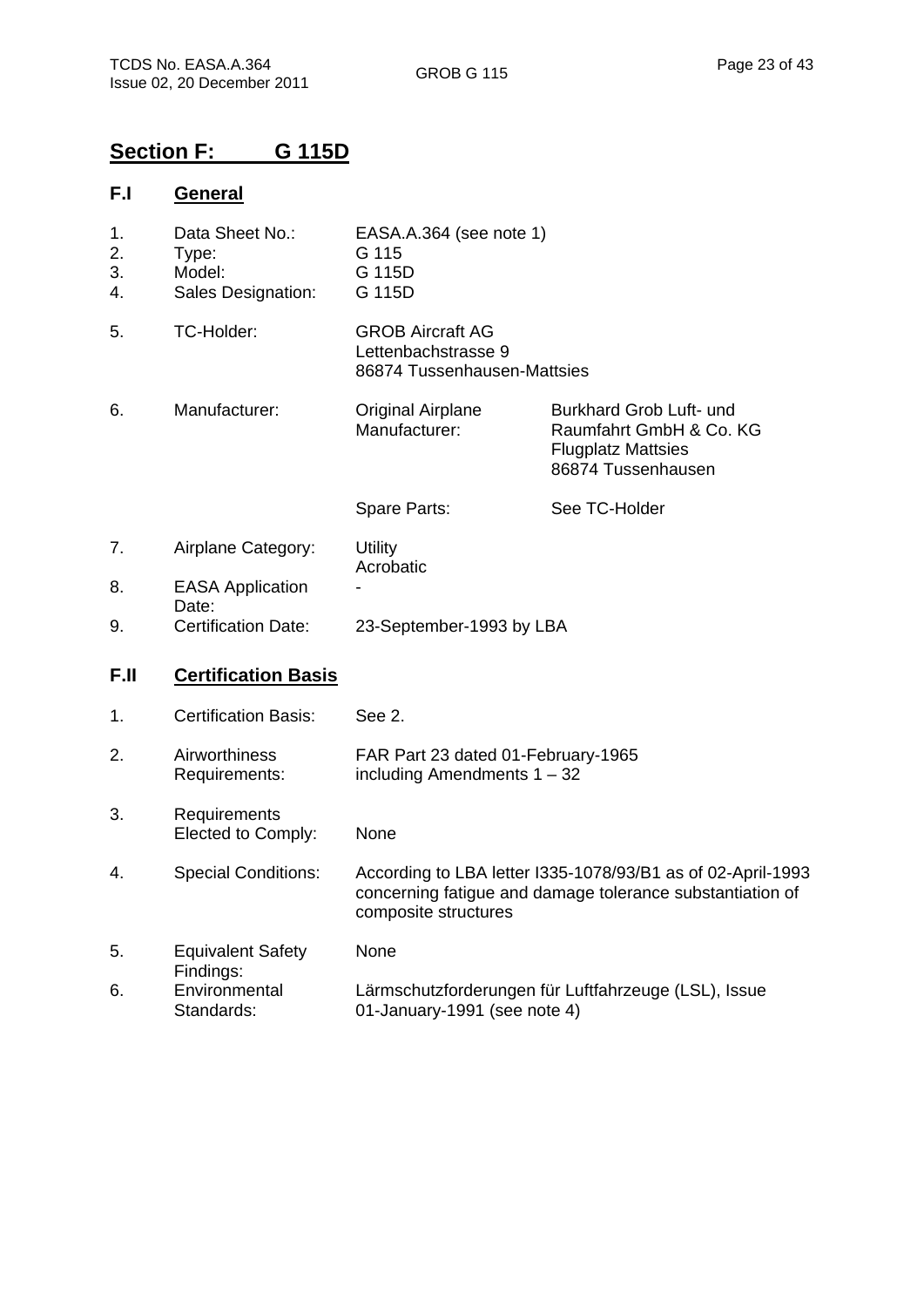# Section F: G 115D

## F.I General

| | | | |
|---|---|---|---|
| 1. | Data Sheet No.: | EASA.A.364 (see note 1) | |
| 2. | Type: | G 115 | |
| 3. | Model: | G 115D | |
| 4. | Sales Designation: | G 115D | |
| 5. | TC-Holder: | GROB Aircraft AG<br>Lettenbachstrasse 9<br>86874 Tussenhausen-Mattsies | |
| 6. | Manufacturer: | Original Airplane Manufacturer: | Burkhard Grob Luft- und Raumfahrt GmbH & Co. KG<br>Flugplatz Mattsies<br>86874 Tussenhausen |
| | | Spare Parts: | See TC-Holder |
| 7. | Airplane Category: | Utility<br>Acrobatic | |
| 8. | EASA Application Date: | - | |
| 9. | Certification Date: | 23-September-1993 by LBA | |

## F.II Certification Basis

| | | |
|---|---|---|
| 1. | Certification Basis: | See 2. |
| 2. | Airworthiness Requirements: | FAR Part 23 dated 01-February-1965 including Amendments 1 – 32 |
| 3. | Requirements Elected to Comply: | None |
| 4. | Special Conditions: | According to LBA letter I335-1078/93/B1 as of 02-April-1993 concerning fatigue and damage tolerance substantiation of composite structures |
| 5. | Equivalent Safety Findings: | None |
| 6. | Environmental Standards: | Lärmschutzforderungen für Luftfahrzeuge (LSL), Issue 01-January-1991 (see note 4) |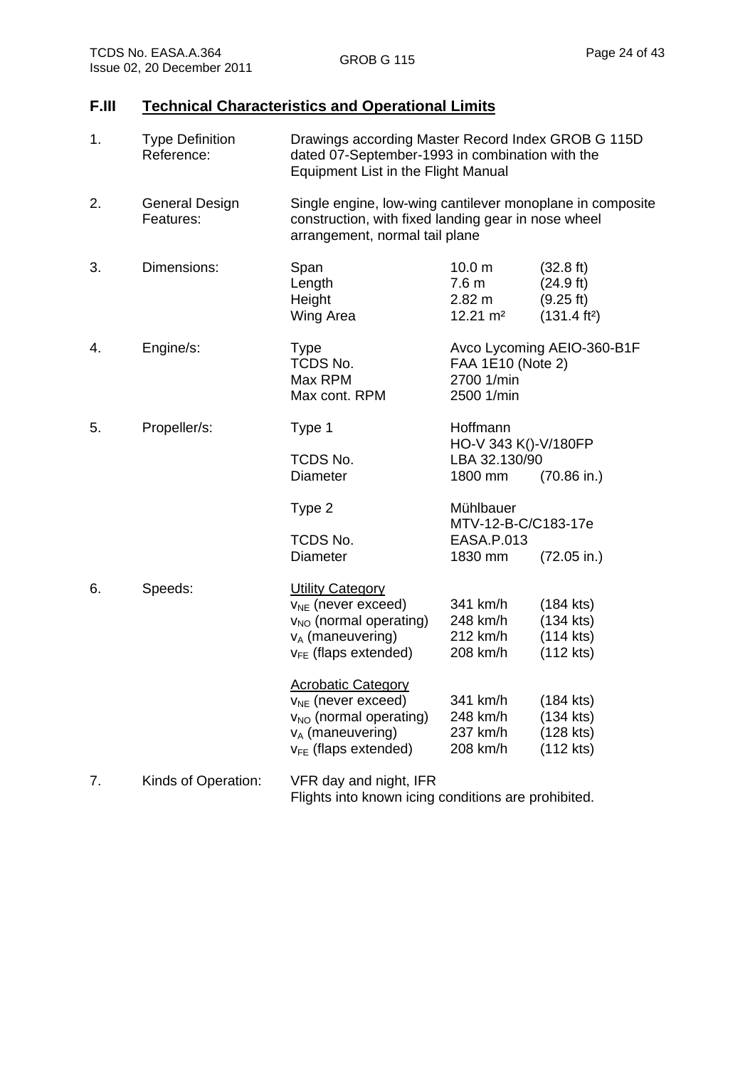## F.III Technical Characteristics and Operational Limits

| | | | | |
|---|---|---|---|---|
| 1. | Type Definition Reference: | Drawings according Master Record Index GROB G 115D dated 07-September-1993 in combination with the Equipment List in the Flight Manual | | |
| 2. | General Design Features: | Single engine, low-wing cantilever monoplane in composite construction, with fixed landing gear in nose wheel arrangement, normal tail plane | | |
| 3. | Dimensions: | Span | 10.0 m | (32.8 ft) |
| | | Length | 7.6 m | (24.9 ft) |
| | | Height | 2.82 m | (9.25 ft) |
| | | Wing Area | 12.21 m² | (131.4 ft²) |
| 4. | Engine/s: | Type | Avco Lycoming AEIO-360-B1F | |
| | | TCDS No. | FAA 1E10 (Note 2) | |
| | | Max RPM | 2700 1/min | |
| | | Max cont. RPM | 2500 1/min | |
| 5. | Propeller/s: | Type 1 | Hoffmann HO-V 343 K()-V/180FP | |
| | | TCDS No. | LBA 32.130/90 | |
| | | Diameter | 1800 mm | (70.86 in.) |
| | | Type 2 | Mühlbauer MTV-12-B-C/C183-17e | |
| | | TCDS No. | EASA.P.013 | |
| | | Diameter | 1830 mm | (72.05 in.) |
| 6. | Speeds: | Utility Category | | |
| | | $v_{NE}$ (never exceed) | 341 km/h | (184 kts) |
| | | $v_{NO}$ (normal operating) | 248 km/h | (134 kts) |
| | | $v_A$ (maneuvering) | 212 km/h | (114 kts) |
| | | $v_{FE}$ (flaps extended) | 208 km/h | (112 kts) |
| | | Acrobatic Category | | |
| | | $v_{NE}$ (never exceed) | 341 km/h | (184 kts) |
| | | $v_{NO}$ (normal operating) | 248 km/h | (134 kts) |
| | | $v_A$ (maneuvering) | 237 km/h | (128 kts) |
| | | $v_{FE}$ (flaps extended) | 208 km/h | (112 kts) |
| 7. | Kinds of Operation: | VFR day and night, IFR<br>Flights into known icing conditions are prohibited. | | |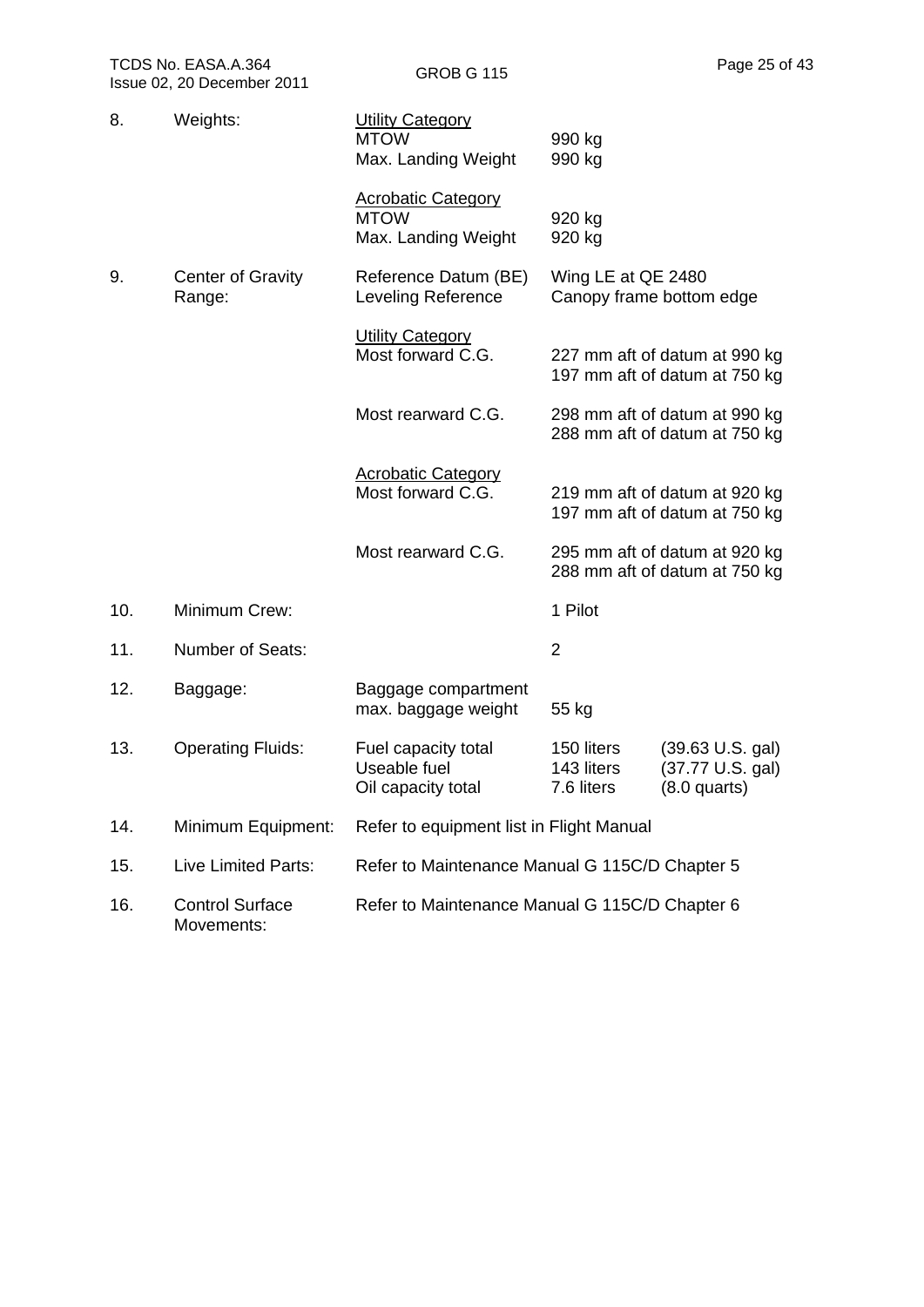| | | | | |
|---|---|---|---|---|
| 8. | Weights: | <u>Utility Category</u><br>MTOW<br>Max. Landing Weight | 990 kg<br>990 kg | |
| | | <u>Acrobatic Category</u><br>MTOW<br>Max. Landing Weight | 920 kg<br>920 kg | |
| 9. | Center of Gravity Range: | Reference Datum (BE)<br>Leveling Reference | Wing LE at QE 2480<br>Canopy frame bottom edge | |
| | | <u>Utility Category</u><br>Most forward C.G. | 227 mm aft of datum at 990 kg<br>197 mm aft of datum at 750 kg | |
| | | Most rearward C.G. | 298 mm aft of datum at 990 kg<br>288 mm aft of datum at 750 kg | |
| | | <u>Acrobatic Category</u><br>Most forward C.G. | 219 mm aft of datum at 920 kg<br>197 mm aft of datum at 750 kg | |
| | | Most rearward C.G. | 295 mm aft of datum at 920 kg<br>288 mm aft of datum at 750 kg | |
| 10. | Minimum Crew: | | 1 Pilot | |
| 11. | Number of Seats: | | 2 | |
| 12. | Baggage: | Baggage compartment max. baggage weight | 55 kg | |
| 13. | Operating Fluids: | Fuel capacity total<br>Useable fuel<br>Oil capacity total | 150 liters<br>143 liters<br>7.6 liters | (39.63 U.S. gal)<br>(37.77 U.S. gal)<br>(8.0 quarts) |
| 14. | Minimum Equipment: | Refer to equipment list in Flight Manual | | |
| 15. | Live Limited Parts: | Refer to Maintenance Manual G 115C/D Chapter 5 | | |
| 16. | Control Surface Movements: | Refer to Maintenance Manual G 115C/D Chapter 6 | | |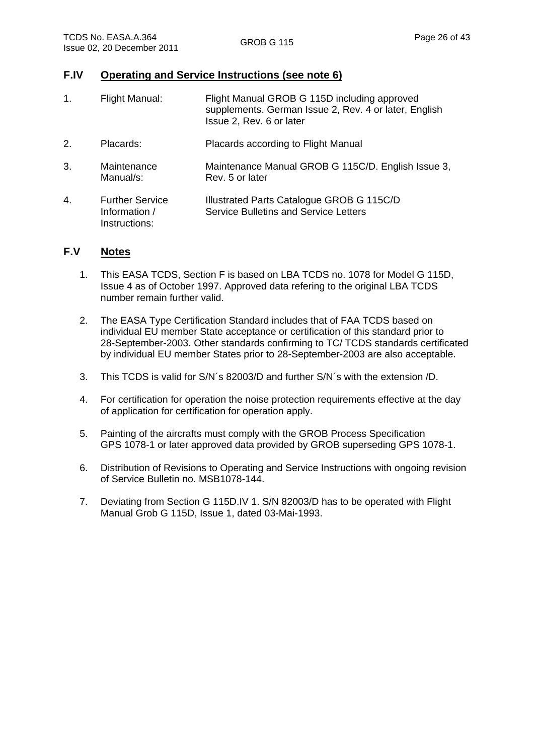## F.IV Operating and Service Instructions (see note 6)

| | | |
|---|---|---|
| 1. | Flight Manual: | Flight Manual GROB G 115D including approved supplements. German Issue 2, Rev. 4 or later, English Issue 2, Rev. 6 or later |
| 2. | Placards: | Placards according to Flight Manual |
| 3. | Maintenance Manual/s: | Maintenance Manual GROB G 115C/D. English Issue 3, Rev. 5 or later |
| 4. | Further Service Information / Instructions: | Illustrated Parts Catalogue GROB G 115C/D<br>Service Bulletins and Service Letters |

## F.V Notes

1. This EASA TCDS, Section F is based on LBA TCDS no. 1078 for Model G 115D, Issue 4 as of October 1997. Approved data refering to the original LBA TCDS number remain further valid.

2. The EASA Type Certification Standard includes that of FAA TCDS based on individual EU member State acceptance or certification of this standard prior to 28-September-2003. Other standards confirming to TC/ TCDS standards certificated by individual EU member States prior to 28-September-2003 are also acceptable.

3. This TCDS is valid for S/N´s 82003/D and further S/N´s with the extension /D.

4. For certification for operation the noise protection requirements effective at the day of application for certification for operation apply.

5. Painting of the aircrafts must comply with the GROB Process Specification GPS 1078-1 or later approved data provided by GROB superseding GPS 1078-1.

6. Distribution of Revisions to Operating and Service Instructions with ongoing revision of Service Bulletin no. MSB1078-144.

7. Deviating from Section G 115D.IV 1. S/N 82003/D has to be operated with Flight Manual Grob G 115D, Issue 1, dated 03-Mai-1993.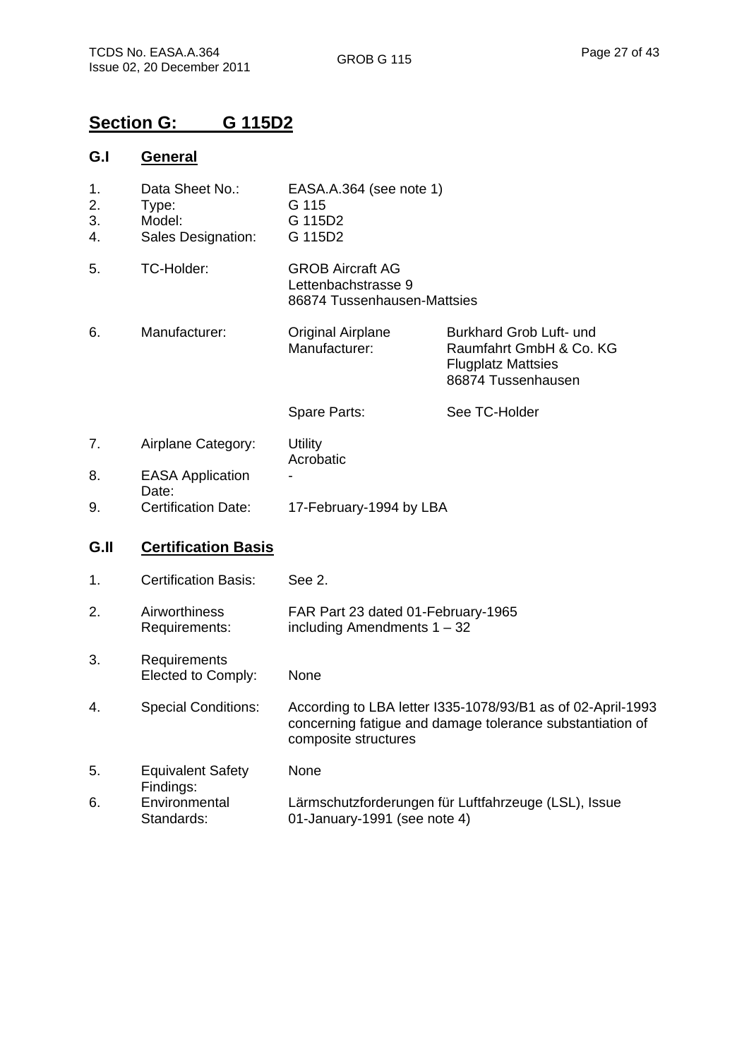## Section G: G 115D2

### G.I General

| | | | |
|---|---|---|---|
| 1. | Data Sheet No.: | EASA.A.364 (see note 1) | |
| 2. | Type: | G 115 | |
| 3. | Model: | G 115D2 | |
| 4. | Sales Designation: | G 115D2 | |
| 5. | TC-Holder: | GROB Aircraft AG<br>Lettenbachstrasse 9<br>86874 Tussenhausen-Mattsies | |
| 6. | Manufacturer: | Original Airplane Manufacturer: | Burkhard Grob Luft- und Raumfahrt GmbH & Co. KG<br>Flugplatz Mattsies<br>86874 Tussenhausen |
| | | Spare Parts: | See TC-Holder |
| 7. | Airplane Category: | Utility<br>Acrobatic | |
| 8. | EASA Application Date: | - | |
| 9. | Certification Date: | 17-February-1994 by LBA | |

### G.II Certification Basis

| | | |
|---|---|---|
| 1. | Certification Basis: | See 2. |
| 2. | Airworthiness Requirements: | FAR Part 23 dated 01-February-1965 including Amendments 1 – 32 |
| 3. | Requirements Elected to Comply: | None |
| 4. | Special Conditions: | According to LBA letter I335-1078/93/B1 as of 02-April-1993 concerning fatigue and damage tolerance substantiation of composite structures |
| 5. | Equivalent Safety Findings: | None |
| 6. | Environmental Standards: | Lärmschutzforderungen für Luftfahrzeuge (LSL), Issue 01-January-1991 (see note 4) |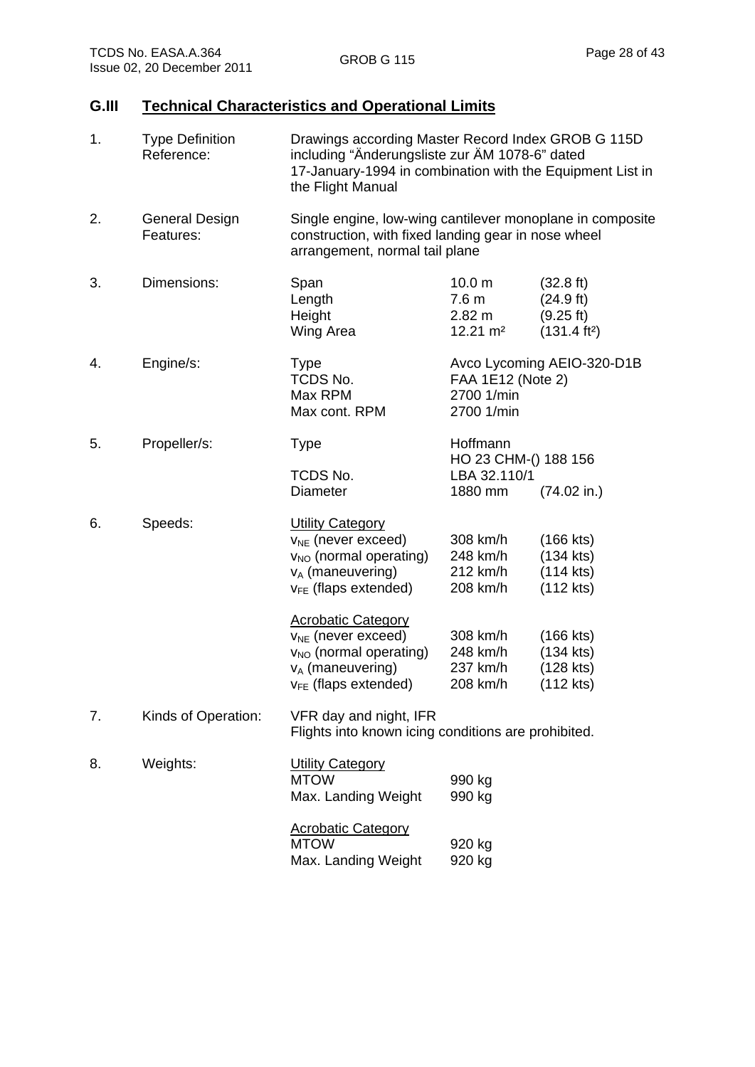## G.III Technical Characteristics and Operational Limits

1. **Type Definition Reference:** Drawings according Master Record Index GROB G 115D including "Änderungsliste zur ÄM 1078-6" dated 17-January-1994 in combination with the Equipment List in the Flight Manual

2. **General Design Features:** Single engine, low-wing cantilever monoplane in composite construction, with fixed landing gear in nose wheel arrangement, normal tail plane

3. **Dimensions:**

| | | |
|---|---|---|
| Span | 10.0 m | (32.8 ft) |
| Length | 7.6 m | (24.9 ft) |
| Height | 2.82 m | (9.25 ft) |
| Wing Area | 12.21 m² | (131.4 ft²) |

4. **Engine/s:**

| | |
|---|---|
| Type | Avco Lycoming AEIO-320-D1B |
| TCDS No. | FAA 1E12 (Note 2) |
| Max RPM | 2700 1/min |
| Max cont. RPM | 2700 1/min |

5. **Propeller/s:**

| | | |
|---|---|---|
| Type | Hoffmann HO 23 CHM-() 188 156 | |
| TCDS No. | LBA 32.110/1 | |
| Diameter | 1880 mm | (74.02 in.) |

6. **Speeds:**

Utility Category

| | | |
|---|---|---|
| $v_{NE}$ (never exceed) | 308 km/h | (166 kts) |
| $v_{NO}$ (normal operating) | 248 km/h | (134 kts) |
| $v_A$ (maneuvering) | 212 km/h | (114 kts) |
| $v_{FE}$ (flaps extended) | 208 km/h | (112 kts) |

Acrobatic Category

| | | |
|---|---|---|
| $v_{NE}$ (never exceed) | 308 km/h | (166 kts) |
| $v_{NO}$ (normal operating) | 248 km/h | (134 kts) |
| $v_A$ (maneuvering) | 237 km/h | (128 kts) |
| $v_{FE}$ (flaps extended) | 208 km/h | (112 kts) |

7. **Kinds of Operation:** VFR day and night, IFR
   Flights into known icing conditions are prohibited.

8. **Weights:**

Utility Category

| | |
|---|---|
| MTOW | 990 kg |
| Max. Landing Weight | 990 kg |

Acrobatic Category

| | |
|---|---|
| MTOW | 920 kg |
| Max. Landing Weight | 920 kg |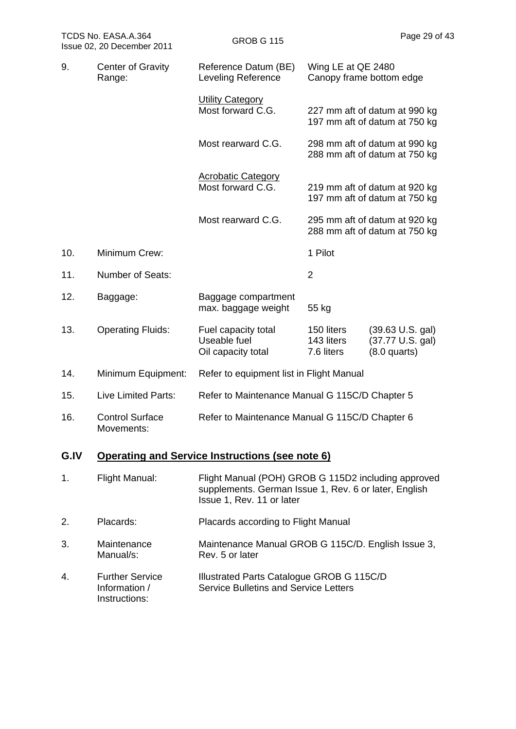| | | | | |
|---|---|---|---|---|
| 9. | Center of Gravity Range: | Reference Datum (BE)<br>Leveling Reference | Wing LE at QE 2480<br>Canopy frame bottom edge | |
| | | <u>Utility Category</u><br>Most forward C.G. | 227 mm aft of datum at 990 kg<br>197 mm aft of datum at 750 kg | |
| | | Most rearward C.G. | 298 mm aft of datum at 990 kg<br>288 mm aft of datum at 750 kg | |
| | | <u>Acrobatic Category</u><br>Most forward C.G. | 219 mm aft of datum at 920 kg<br>197 mm aft of datum at 750 kg | |
| | | Most rearward C.G. | 295 mm aft of datum at 920 kg<br>288 mm aft of datum at 750 kg | |
| 10. | Minimum Crew: | | 1 Pilot | |
| 11. | Number of Seats: | | 2 | |
| 12. | Baggage: | Baggage compartment max. baggage weight | 55 kg | |
| 13. | Operating Fluids: | Fuel capacity total<br>Useable fuel<br>Oil capacity total | 150 liters<br>143 liters<br>7.6 liters | (39.63 U.S. gal)<br>(37.77 U.S. gal)<br>(8.0 quarts) |
| 14. | Minimum Equipment: | Refer to equipment list in Flight Manual | | |
| 15. | Live Limited Parts: | Refer to Maintenance Manual G 115C/D Chapter 5 | | |
| 16. | Control Surface Movements: | Refer to Maintenance Manual G 115C/D Chapter 6 | | |

## G.IV Operating and Service Instructions (see note 6)

| | | |
|---|---|---|
| 1. | Flight Manual: | Flight Manual (POH) GROB G 115D2 including approved supplements. German Issue 1, Rev. 6 or later, English Issue 1, Rev. 11 or later |
| 2. | Placards: | Placards according to Flight Manual |
| 3. | Maintenance Manual/s: | Maintenance Manual GROB G 115C/D. English Issue 3, Rev. 5 or later |
| 4. | Further Service Information / Instructions: | Illustrated Parts Catalogue GROB G 115C/D<br>Service Bulletins and Service Letters |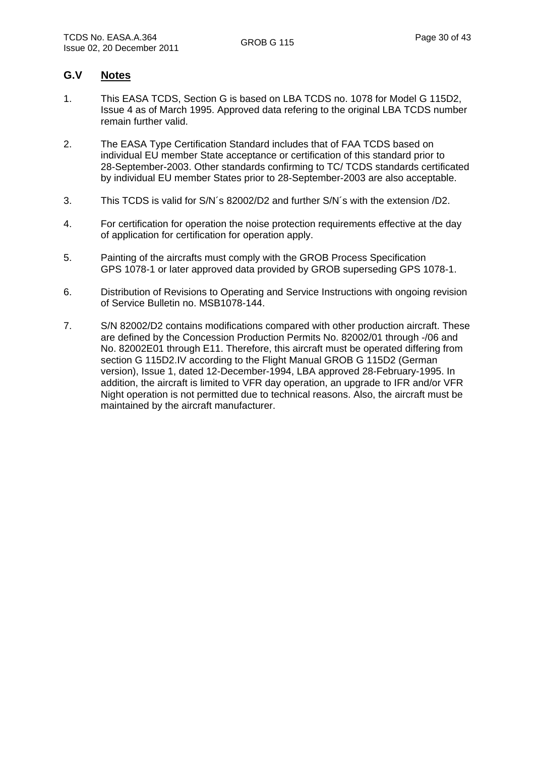## G.V Notes

1. This EASA TCDS, Section G is based on LBA TCDS no. 1078 for Model G 115D2, Issue 4 as of March 1995. Approved data refering to the original LBA TCDS number remain further valid.

2. The EASA Type Certification Standard includes that of FAA TCDS based on individual EU member State acceptance or certification of this standard prior to 28-September-2003. Other standards confirming to TC/ TCDS standards certificated by individual EU member States prior to 28-September-2003 are also acceptable.

3. This TCDS is valid for S/N´s 82002/D2 and further S/N´s with the extension /D2.

4. For certification for operation the noise protection requirements effective at the day of application for certification for operation apply.

5. Painting of the aircrafts must comply with the GROB Process Specification GPS 1078-1 or later approved data provided by GROB superseding GPS 1078-1.

6. Distribution of Revisions to Operating and Service Instructions with ongoing revision of Service Bulletin no. MSB1078-144.

7. S/N 82002/D2 contains modifications compared with other production aircraft. These are defined by the Concession Production Permits No. 82002/01 through -/06 and No. 82002E01 through E11. Therefore, this aircraft must be operated differing from section G 115D2.IV according to the Flight Manual GROB G 115D2 (German version), Issue 1, dated 12-December-1994, LBA approved 28-February-1995. In addition, the aircraft is limited to VFR day operation, an upgrade to IFR and/or VFR Night operation is not permitted due to technical reasons. Also, the aircraft must be maintained by the aircraft manufacturer.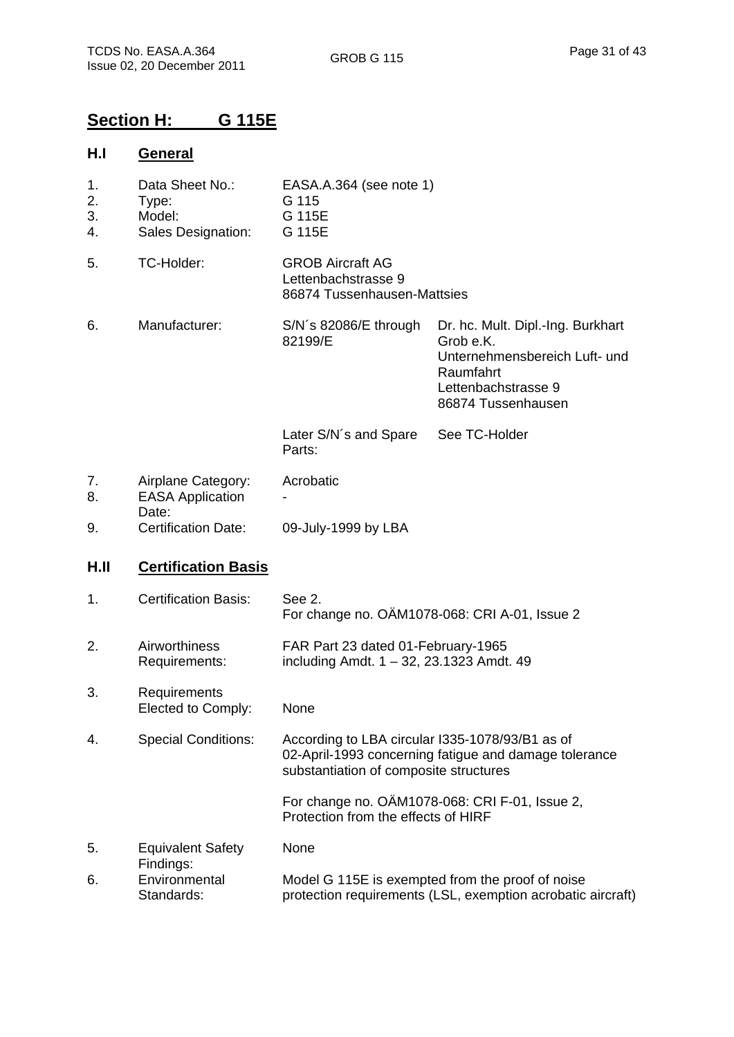## Section H: G 115E

### H.I General

| | | | |
|---|---|---|---|
| 1. | Data Sheet No.: | EASA.A.364 (see note 1) | |
| 2. | Type: | G 115 | |
| 3. | Model: | G 115E | |
| 4. | Sales Designation: | G 115E | |
| 5. | TC-Holder: | GROB Aircraft AG<br>Lettenbachstrasse 9<br>86874 Tussenhausen-Mattsies | |
| 6. | Manufacturer: | S/N´s 82086/E through 82199/E | Dr. hc. Mult. Dipl.-Ing. Burkhart Grob e.K.<br>Unternehmensbereich Luft- und Raumfahrt<br>Lettenbachstrasse 9<br>86874 Tussenhausen |
| | | Later S/N´s and Spare Parts: | See TC-Holder |
| 7. | Airplane Category: | Acrobatic | |
| 8. | EASA Application Date: | - | |
| 9. | Certification Date: | 09-July-1999 by LBA | |

### H.II Certification Basis

| | | |
|---|---|---|
| 1. | Certification Basis: | See 2.<br>For change no. OÄM1078-068: CRI A-01, Issue 2 |
| 2. | Airworthiness Requirements: | FAR Part 23 dated 01-February-1965<br>including Amdt. 1 – 32, 23.1323 Amdt. 49 |
| 3. | Requirements Elected to Comply: | None |
| 4. | Special Conditions: | According to LBA circular I335-1078/93/B1 as of 02-April-1993 concerning fatigue and damage tolerance substantiation of composite structures<br><br>For change no. OÄM1078-068: CRI F-01, Issue 2, Protection from the effects of HIRF |
| 5. | Equivalent Safety Findings: | None |
| 6. | Environmental Standards: | Model G 115E is exempted from the proof of noise protection requirements (LSL, exemption acrobatic aircraft) |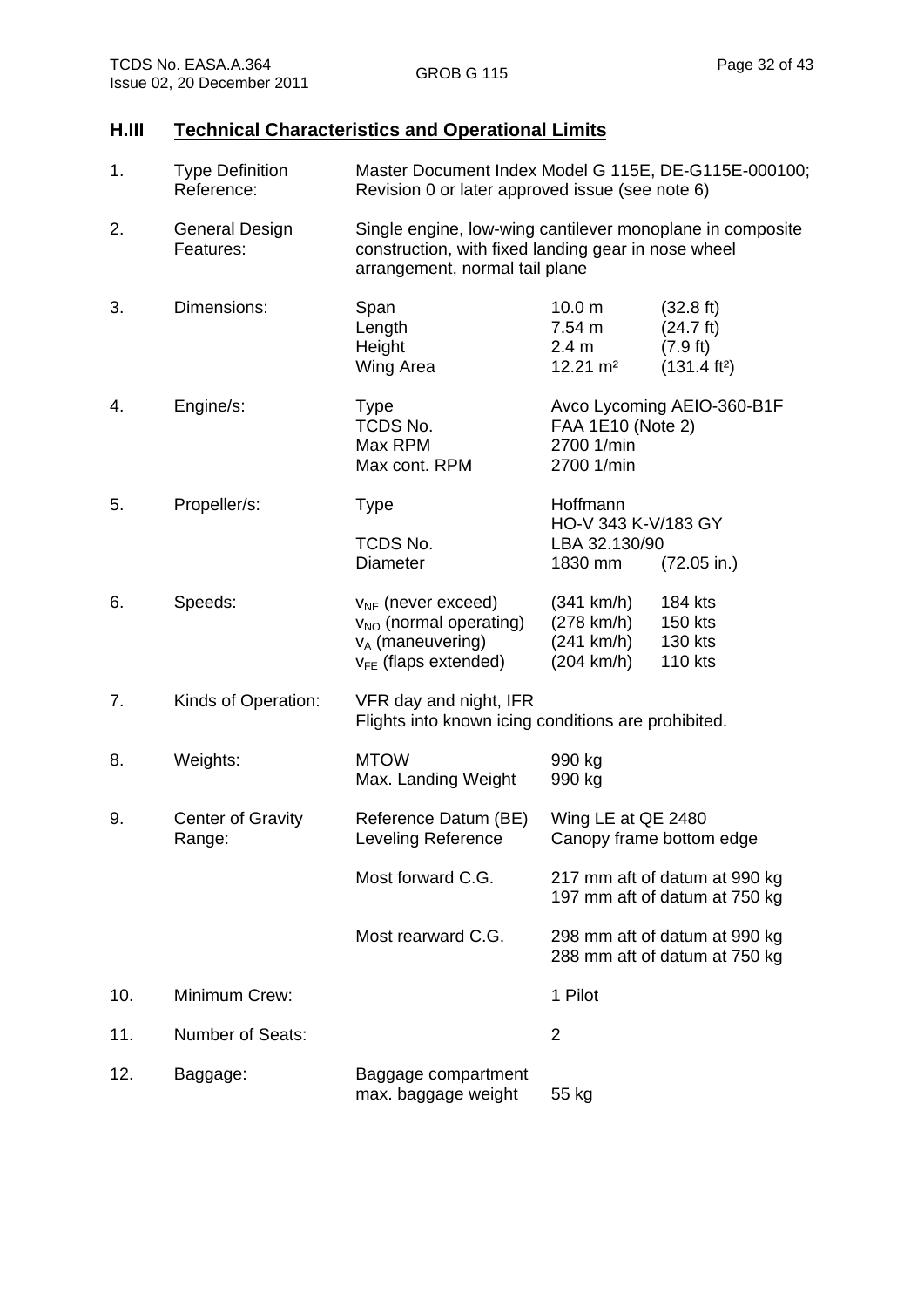## H.III Technical Characteristics and Operational Limits

| No. | Item | | | |
|---|---|---|---|---|
| 1. | Type Definition Reference: | Master Document Index Model G 115E, DE-G115E-000100; Revision 0 or later approved issue (see note 6) | | |
| 2. | General Design Features: | Single engine, low-wing cantilever monoplane in composite construction, with fixed landing gear in nose wheel arrangement, normal tail plane | | |
| 3. | Dimensions: | Span | 10.0 m | (32.8 ft) |
| | | Length | 7.54 m | (24.7 ft) |
| | | Height | 2.4 m | (7.9 ft) |
| | | Wing Area | 12.21 m² | (131.4 ft²) |
| 4. | Engine/s: | Type | Avco Lycoming AEIO-360-B1F | |
| | | TCDS No. | FAA 1E10 (Note 2) | |
| | | Max RPM | 2700 1/min | |
| | | Max cont. RPM | 2700 1/min | |
| 5. | Propeller/s: | Type | Hoffmann HO-V 343 K-V/183 GY | |
| | | TCDS No. | LBA 32.130/90 | |
| | | Diameter | 1830 mm | (72.05 in.) |
| 6. | Speeds: | $v_{NE}$ (never exceed) | (341 km/h) | 184 kts |
| | | $v_{NO}$ (normal operating) | (278 km/h) | 150 kts |
| | | $v_A$ (maneuvering) | (241 km/h) | 130 kts |
| | | $v_{FE}$ (flaps extended) | (204 km/h) | 110 kts |
| 7. | Kinds of Operation: | VFR day and night, IFR<br>Flights into known icing conditions are prohibited. | | |
| 8. | Weights: | MTOW | 990 kg | |
| | | Max. Landing Weight | 990 kg | |
| 9. | Center of Gravity Range: | Reference Datum (BE) | Wing LE at QE 2480 | |
| | | Leveling Reference | Canopy frame bottom edge | |
| | | Most forward C.G. | 217 mm aft of datum at 990 kg<br>197 mm aft of datum at 750 kg | |
| | | Most rearward C.G. | 298 mm aft of datum at 990 kg<br>288 mm aft of datum at 750 kg | |
| 10. | Minimum Crew: | | 1 Pilot | |
| 11. | Number of Seats: | | 2 | |
| 12. | Baggage: | Baggage compartment max. baggage weight | 55 kg | |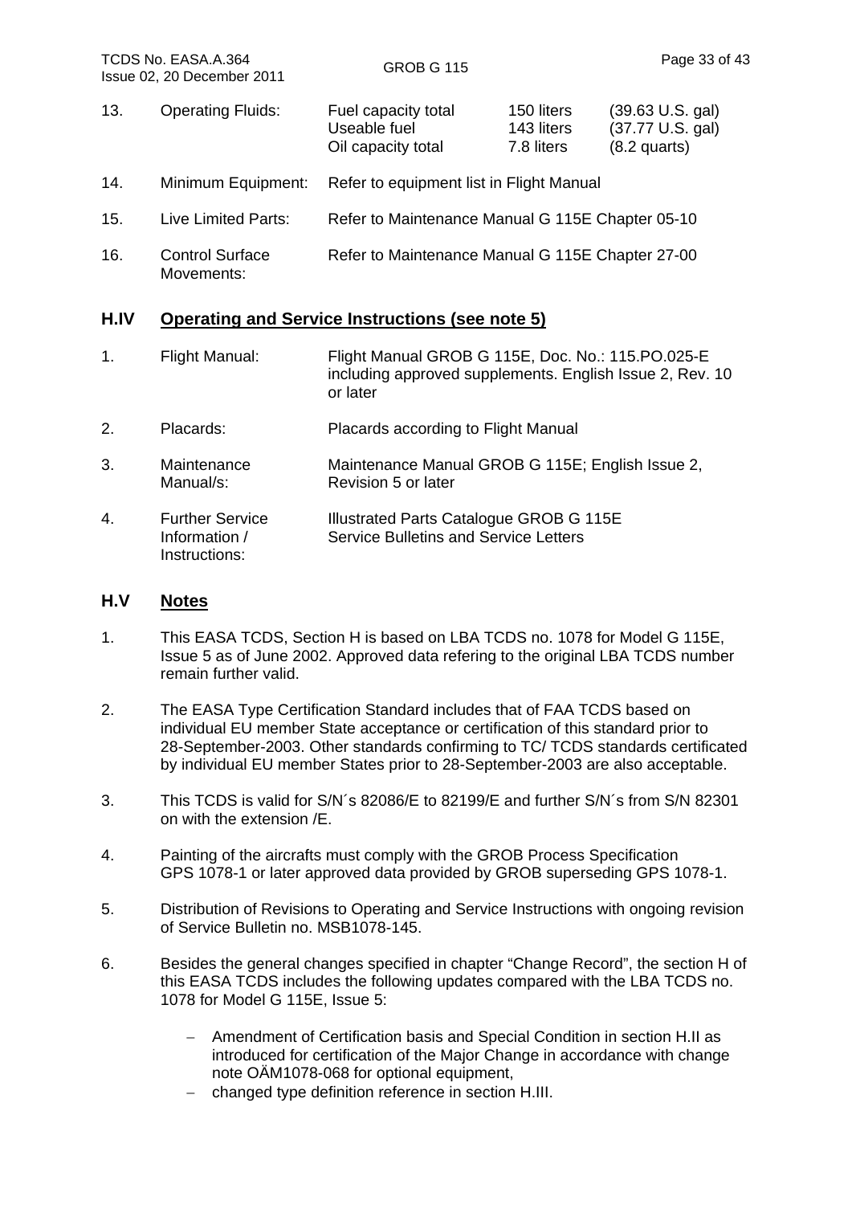| | | | | |
|---|---|---|---|---|
| 13. | Operating Fluids: | Fuel capacity total<br>Useable fuel<br>Oil capacity total | 150 liters<br>143 liters<br>7.8 liters | (39.63 U.S. gal)<br>(37.77 U.S. gal)<br>(8.2 quarts) |
| 14. | Minimum Equipment: | Refer to equipment list in Flight Manual | | |
| 15. | Live Limited Parts: | Refer to Maintenance Manual G 115E Chapter 05-10 | | |
| 16. | Control Surface Movements: | Refer to Maintenance Manual G 115E Chapter 27-00 | | |

## H.IV Operating and Service Instructions (see note 5)

| | | |
|---|---|---|
| 1. | Flight Manual: | Flight Manual GROB G 115E, Doc. No.: 115.PO.025-E including approved supplements. English Issue 2, Rev. 10 or later |
| 2. | Placards: | Placards according to Flight Manual |
| 3. | Maintenance Manual/s: | Maintenance Manual GROB G 115E; English Issue 2, Revision 5 or later |
| 4. | Further Service Information / Instructions: | Illustrated Parts Catalogue GROB G 115E<br>Service Bulletins and Service Letters |

## H.V Notes

1. This EASA TCDS, Section H is based on LBA TCDS no. 1078 for Model G 115E, Issue 5 as of June 2002. Approved data refering to the original LBA TCDS number remain further valid.

2. The EASA Type Certification Standard includes that of FAA TCDS based on individual EU member State acceptance or certification of this standard prior to 28-September-2003. Other standards confirming to TC/ TCDS standards certificated by individual EU member States prior to 28-September-2003 are also acceptable.

3. This TCDS is valid for S/N´s 82086/E to 82199/E and further S/N´s from S/N 82301 on with the extension /E.

4. Painting of the aircrafts must comply with the GROB Process Specification GPS 1078-1 or later approved data provided by GROB superseding GPS 1078-1.

5. Distribution of Revisions to Operating and Service Instructions with ongoing revision of Service Bulletin no. MSB1078-145.

6. Besides the general changes specified in chapter "Change Record", the section H of this EASA TCDS includes the following updates compared with the LBA TCDS no. 1078 for Model G 115E, Issue 5:

   - Amendment of Certification basis and Special Condition in section H.II as introduced for certification of the Major Change in accordance with change note OÄM1078-068 for optional equipment,
   - changed type definition reference in section H.III.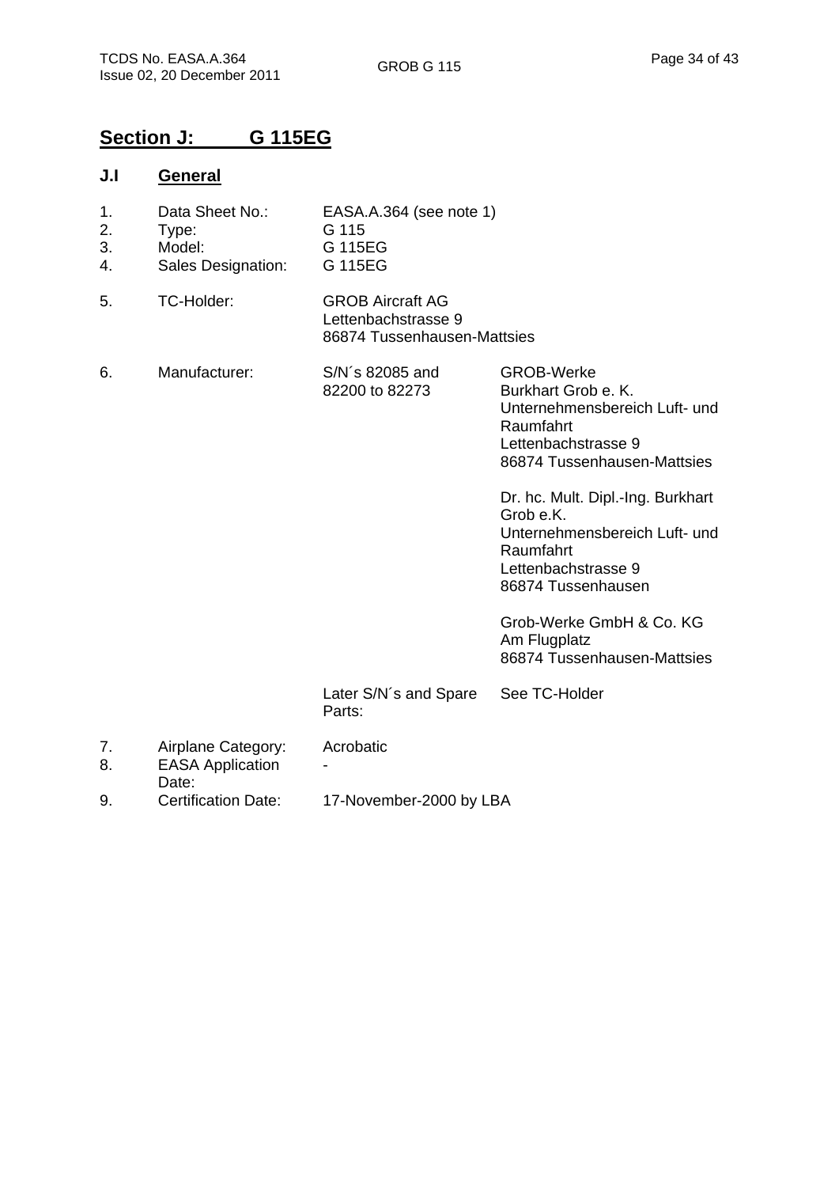## Section J: G 115EG

### J.I General

| | | | |
|---|---|---|---|
| 1. | Data Sheet No.: | EASA.A.364 (see note 1) | |
| 2. | Type: | G 115 | |
| 3. | Model: | G 115EG | |
| 4. | Sales Designation: | G 115EG | |
| 5. | TC-Holder: | GROB Aircraft AG<br>Lettenbachstrasse 9<br>86874 Tussenhausen-Mattsies | |
| 6. | Manufacturer: | S/N´s 82085 and 82200 to 82273 | GROB-Werke<br>Burkhart Grob e. K.<br>Unternehmensbereich Luft- und Raumfahrt<br>Lettenbachstrasse 9<br>86874 Tussenhausen-Mattsies<br><br>Dr. hc. Mult. Dipl.-Ing. Burkhart Grob e.K.<br>Unternehmensbereich Luft- und Raumfahrt<br>Lettenbachstrasse 9<br>86874 Tussenhausen<br><br>Grob-Werke GmbH & Co. KG<br>Am Flugplatz<br>86874 Tussenhausen-Mattsies |
| | | Later S/N´s and Spare Parts: | See TC-Holder |
| 7. | Airplane Category: | Acrobatic | |
| 8. | EASA Application Date: | - | |
| 9. | Certification Date: | 17-November-2000 by LBA | |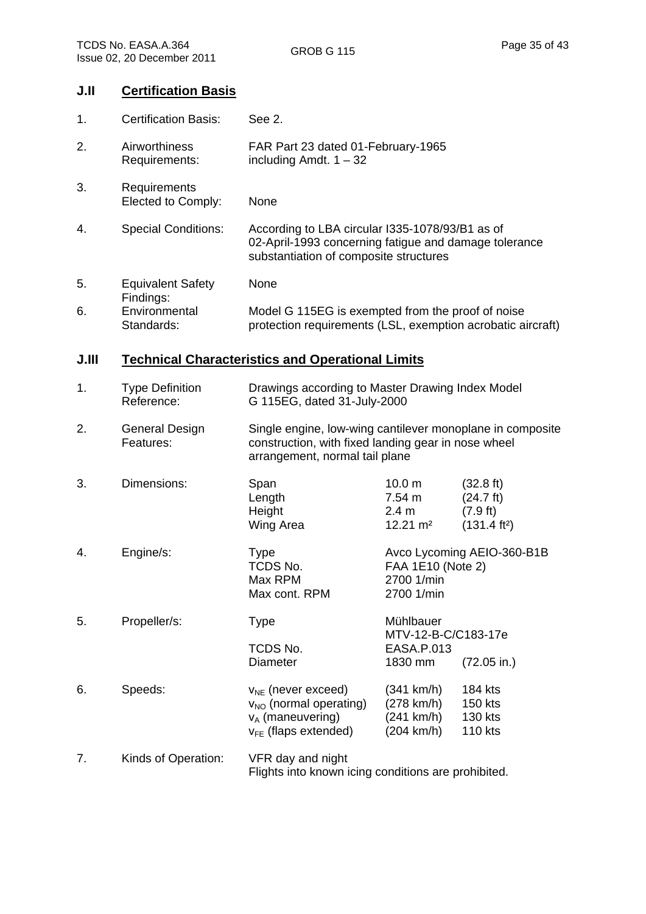## J.II Certification Basis

| | | |
|---|---|---|
| 1. | Certification Basis: | See 2. |
| 2. | Airworthiness Requirements: | FAR Part 23 dated 01-February-1965 including Amdt. 1 – 32 |
| 3. | Requirements Elected to Comply: | None |
| 4. | Special Conditions: | According to LBA circular I335-1078/93/B1 as of 02-April-1993 concerning fatigue and damage tolerance substantiation of composite structures |
| 5. | Equivalent Safety Findings: | None |
| 6. | Environmental Standards: | Model G 115EG is exempted from the proof of noise protection requirements (LSL, exemption acrobatic aircraft) |

## J.III Technical Characteristics and Operational Limits

1. Type Definition Reference: Drawings according to Master Drawing Index Model G 115EG, dated 31-July-2000

2. General Design Features: Single engine, low-wing cantilever monoplane in composite construction, with fixed landing gear in nose wheel arrangement, normal tail plane

3. Dimensions:

| | | |
|---|---|---|
| Span | 10.0 m | (32.8 ft) |
| Length | 7.54 m | (24.7 ft) |
| Height | 2.4 m | (7.9 ft) |
| Wing Area | 12.21 m² | (131.4 ft²) |

4. Engine/s:

| | |
|---|---|
| Type | Avco Lycoming AEIO-360-B1B |
| TCDS No. | FAA 1E10 (Note 2) |
| Max RPM | 2700 1/min |
| Max cont. RPM | 2700 1/min |

5. Propeller/s:

| | | |
|---|---|---|
| Type | Mühlbauer MTV-12-B-C/C183-17e | |
| TCDS No. | EASA.P.013 | |
| Diameter | 1830 mm | (72.05 in.) |

6. Speeds:

| | | |
|---|---|---|
| $v_{NE}$ (never exceed) | (341 km/h) | 184 kts |
| $v_{NO}$ (normal operating) | (278 km/h) | 150 kts |
| $v_A$ (maneuvering) | (241 km/h) | 130 kts |
| $v_{FE}$ (flaps extended) | (204 km/h) | 110 kts |

7. Kinds of Operation: VFR day and night
Flights into known icing conditions are prohibited.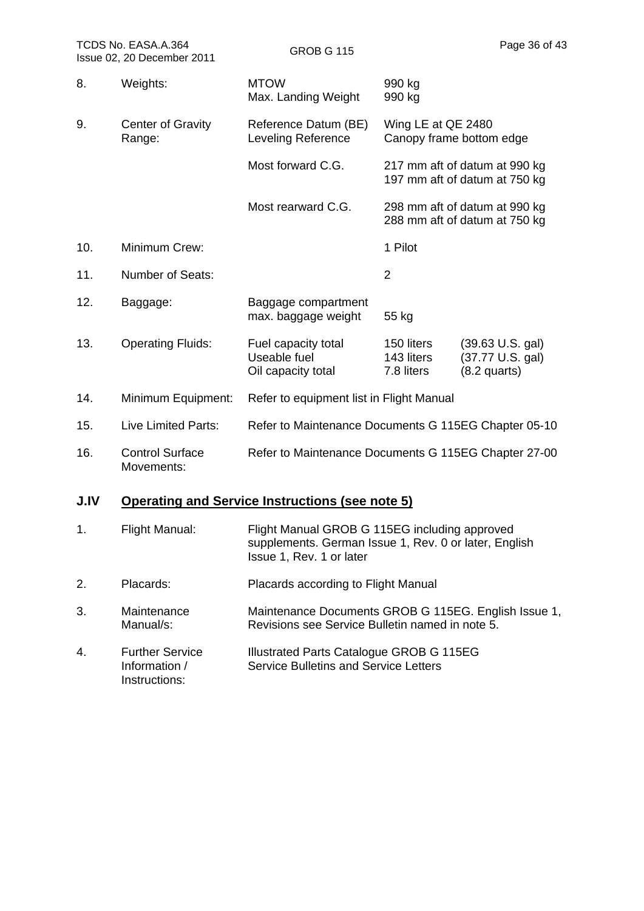| | | | | |
|---|---|---|---|---|
| 8. | Weights: | MTOW<br>Max. Landing Weight | 990 kg<br>990 kg | |
| 9. | Center of Gravity Range: | Reference Datum (BE)<br>Leveling Reference | Wing LE at QE 2480<br>Canopy frame bottom edge | |
| | | Most forward C.G. | 217 mm aft of datum at 990 kg<br>197 mm aft of datum at 750 kg | |
| | | Most rearward C.G. | 298 mm aft of datum at 990 kg<br>288 mm aft of datum at 750 kg | |
| 10. | Minimum Crew: | | 1 Pilot | |
| 11. | Number of Seats: | | 2 | |
| 12. | Baggage: | Baggage compartment<br>max. baggage weight | 55 kg | |
| 13. | Operating Fluids: | Fuel capacity total<br>Useable fuel<br>Oil capacity total | 150 liters<br>143 liters<br>7.8 liters | (39.63 U.S. gal)<br>(37.77 U.S. gal)<br>(8.2 quarts) |
| 14. | Minimum Equipment: | Refer to equipment list in Flight Manual | | |
| 15. | Live Limited Parts: | Refer to Maintenance Documents G 115EG Chapter 05-10 | | |
| 16. | Control Surface Movements: | Refer to Maintenance Documents G 115EG Chapter 27-00 | | |

## J.IV Operating and Service Instructions (see note 5)

| | | |
|---|---|---|
| 1. | Flight Manual: | Flight Manual GROB G 115EG including approved supplements. German Issue 1, Rev. 0 or later, English Issue 1, Rev. 1 or later |
| 2. | Placards: | Placards according to Flight Manual |
| 3. | Maintenance Manual/s: | Maintenance Documents GROB G 115EG. English Issue 1, Revisions see Service Bulletin named in note 5. |
| 4. | Further Service Information / Instructions: | Illustrated Parts Catalogue GROB G 115EG<br>Service Bulletins and Service Letters |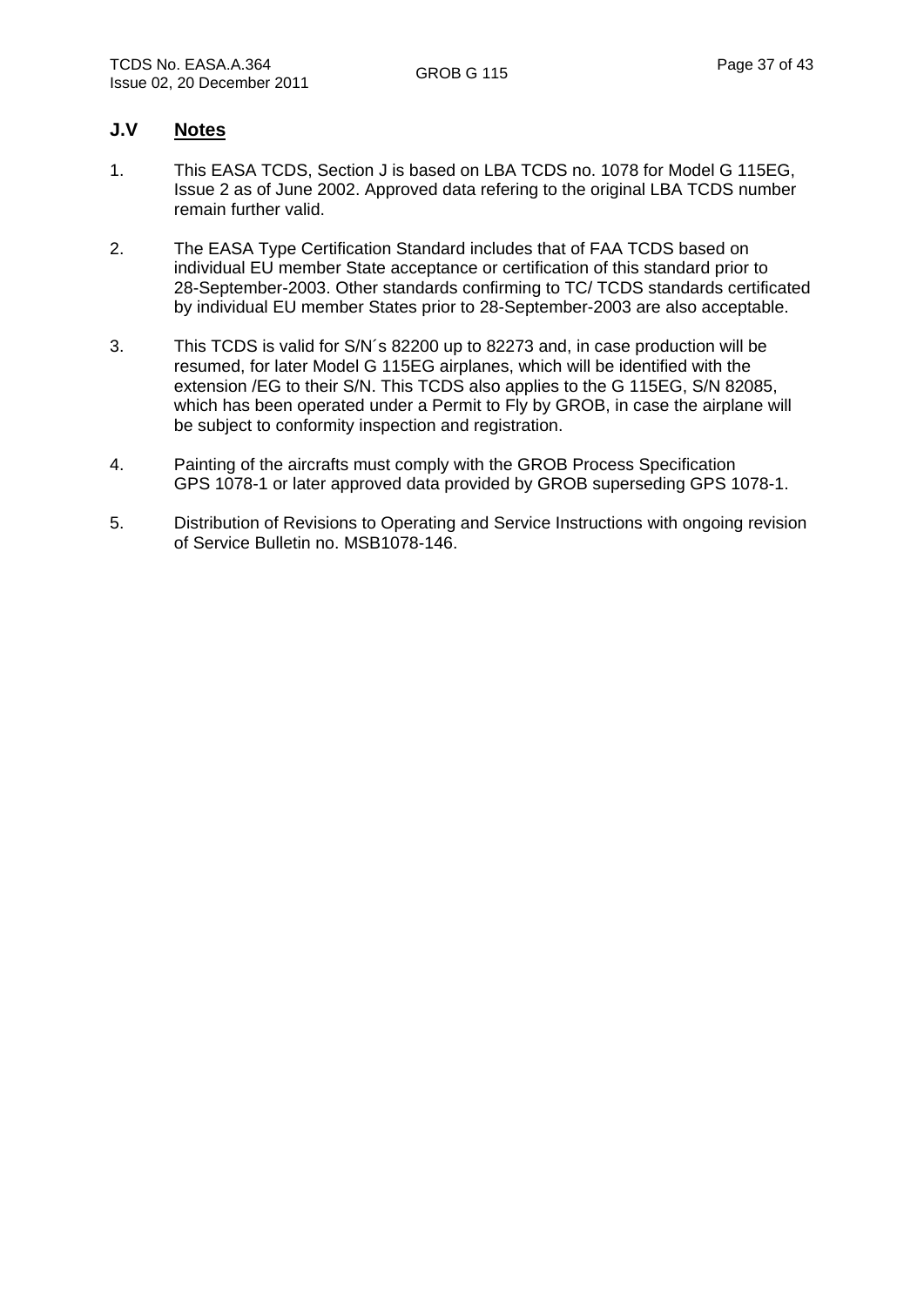## J.V Notes

1. This EASA TCDS, Section J is based on LBA TCDS no. 1078 for Model G 115EG, Issue 2 as of June 2002. Approved data refering to the original LBA TCDS number remain further valid.

2. The EASA Type Certification Standard includes that of FAA TCDS based on individual EU member State acceptance or certification of this standard prior to 28-September-2003. Other standards confirming to TC/ TCDS standards certificated by individual EU member States prior to 28-September-2003 are also acceptable.

3. This TCDS is valid for S/N´s 82200 up to 82273 and, in case production will be resumed, for later Model G 115EG airplanes, which will be identified with the extension /EG to their S/N. This TCDS also applies to the G 115EG, S/N 82085, which has been operated under a Permit to Fly by GROB, in case the airplane will be subject to conformity inspection and registration.

4. Painting of the aircrafts must comply with the GROB Process Specification GPS 1078-1 or later approved data provided by GROB superseding GPS 1078-1.

5. Distribution of Revisions to Operating and Service Instructions with ongoing revision of Service Bulletin no. MSB1078-146.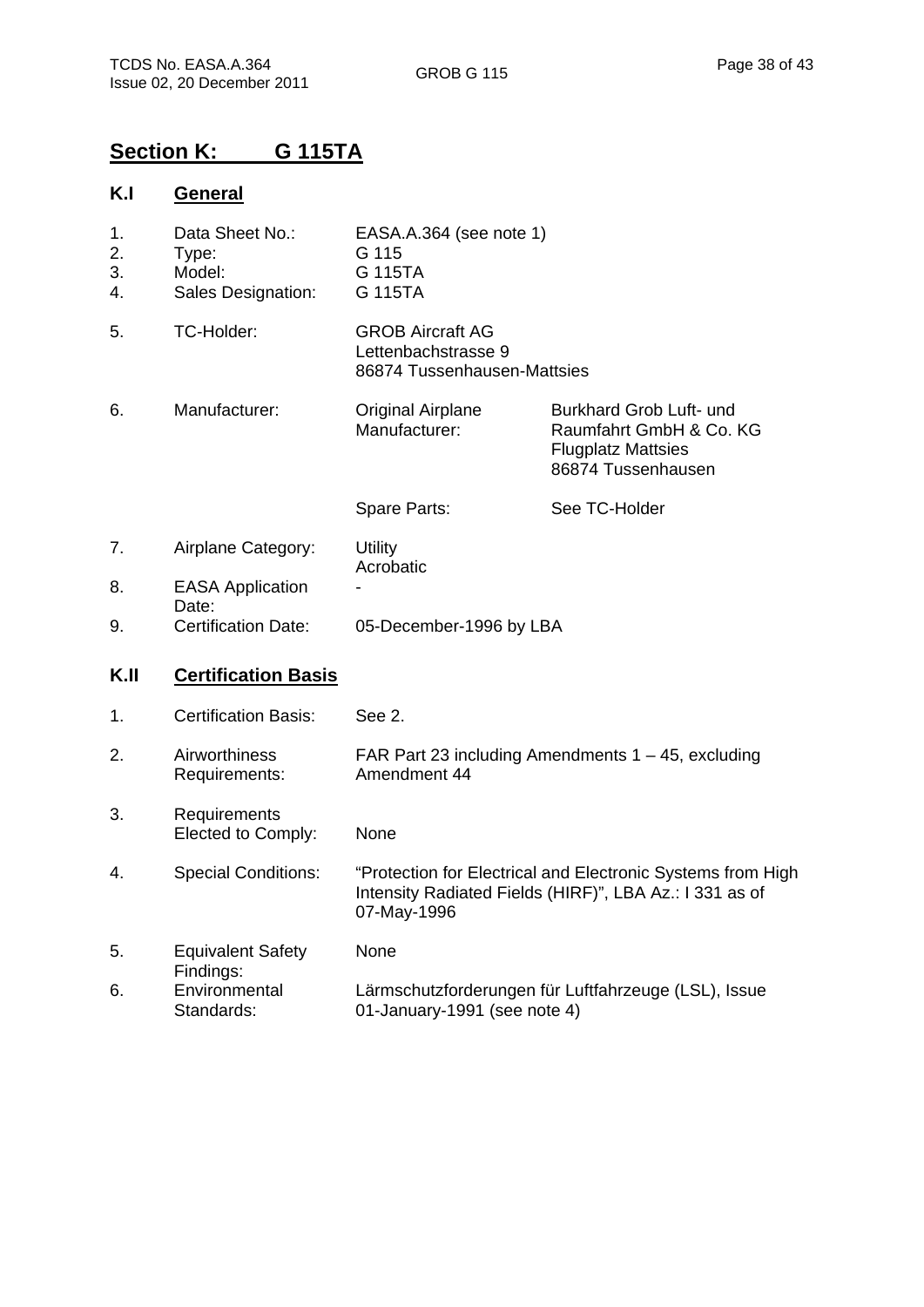# Section K: G 115TA

## K.I General

| | | | |
|---|---|---|---|
| 1. | Data Sheet No.: | EASA.A.364 (see note 1) | |
| 2. | Type: | G 115 | |
| 3. | Model: | G 115TA | |
| 4. | Sales Designation: | G 115TA | |
| 5. | TC-Holder: | GROB Aircraft AG<br>Lettenbachstrasse 9<br>86874 Tussenhausen-Mattsies | |
| 6. | Manufacturer: | Original Airplane Manufacturer: | Burkhard Grob Luft- und Raumfahrt GmbH & Co. KG<br>Flugplatz Mattsies<br>86874 Tussenhausen |
| | | Spare Parts: | See TC-Holder |
| 7. | Airplane Category: | Utility<br>Acrobatic | |
| 8. | EASA Application Date: | - | |
| 9. | Certification Date: | 05-December-1996 by LBA | |

## K.II Certification Basis

| | | |
|---|---|---|
| 1. | Certification Basis: | See 2. |
| 2. | Airworthiness Requirements: | FAR Part 23 including Amendments 1 – 45, excluding Amendment 44 |
| 3. | Requirements Elected to Comply: | None |
| 4. | Special Conditions: | "Protection for Electrical and Electronic Systems from High Intensity Radiated Fields (HIRF)", LBA Az.: I 331 as of 07-May-1996 |
| 5. | Equivalent Safety Findings: | None |
| 6. | Environmental Standards: | Lärmschutzforderungen für Luftfahrzeuge (LSL), Issue 01-January-1991 (see note 4) |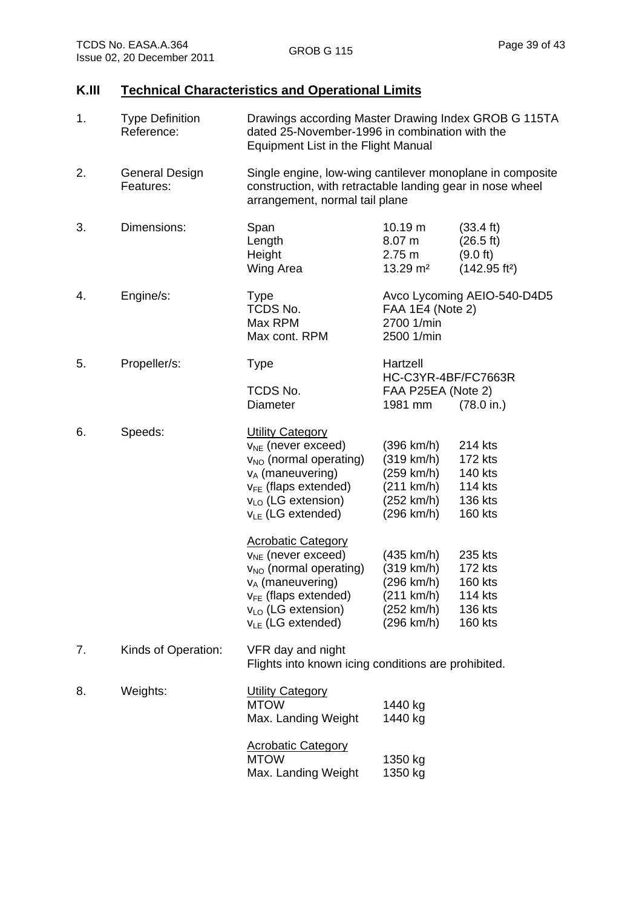## K.III Technical Characteristics and Operational Limits

| | | | | |
|---|---|---|---|---|
| 1. | Type Definition Reference: | Drawings according Master Drawing Index GROB G 115TA dated 25-November-1996 in combination with the Equipment List in the Flight Manual | | |
| 2. | General Design Features: | Single engine, low-wing cantilever monoplane in composite construction, with retractable landing gear in nose wheel arrangement, normal tail plane | | |
| 3. | Dimensions: | Span | 10.19 m | (33.4 ft) |
| | | Length | 8.07 m | (26.5 ft) |
| | | Height | 2.75 m | (9.0 ft) |
| | | Wing Area | 13.29 m² | (142.95 ft²) |
| 4. | Engine/s: | Type | Avco Lycoming AEIO-540-D4D5 | |
| | | TCDS No. | FAA 1E4 (Note 2) | |
| | | Max RPM | 2700 1/min | |
| | | Max cont. RPM | 2500 1/min | |
| 5. | Propeller/s: | Type | Hartzell HC-C3YR-4BF/FC7663R | |
| | | TCDS No. | FAA P25EA (Note 2) | |
| | | Diameter | 1981 mm | (78.0 in.) |
| 6. | Speeds: | Utility Category | | |
| | | $v_{NE}$ (never exceed) | (396 km/h) | 214 kts |
| | | $v_{NO}$ (normal operating) | (319 km/h) | 172 kts |
| | | $v_A$ (maneuvering) | (259 km/h) | 140 kts |
| | | $v_{FE}$ (flaps extended) | (211 km/h) | 114 kts |
| | | $v_{LO}$ (LG extension) | (252 km/h) | 136 kts |
| | | $v_{LE}$ (LG extended) | (296 km/h) | 160 kts |
| | | Acrobatic Category | | |
| | | $v_{NE}$ (never exceed) | (435 km/h) | 235 kts |
| | | $v_{NO}$ (normal operating) | (319 km/h) | 172 kts |
| | | $v_A$ (maneuvering) | (296 km/h) | 160 kts |
| | | $v_{FE}$ (flaps extended) | (211 km/h) | 114 kts |
| | | $v_{LO}$ (LG extension) | (252 km/h) | 136 kts |
| | | $v_{LE}$ (LG extended) | (296 km/h) | 160 kts |
| 7. | Kinds of Operation: | VFR day and night<br>Flights into known icing conditions are prohibited. | | |
| 8. | Weights: | Utility Category | | |
| | | MTOW | 1440 kg | |
| | | Max. Landing Weight | 1440 kg | |
| | | Acrobatic Category | | |
| | | MTOW | 1350 kg | |
| | | Max. Landing Weight | 1350 kg | |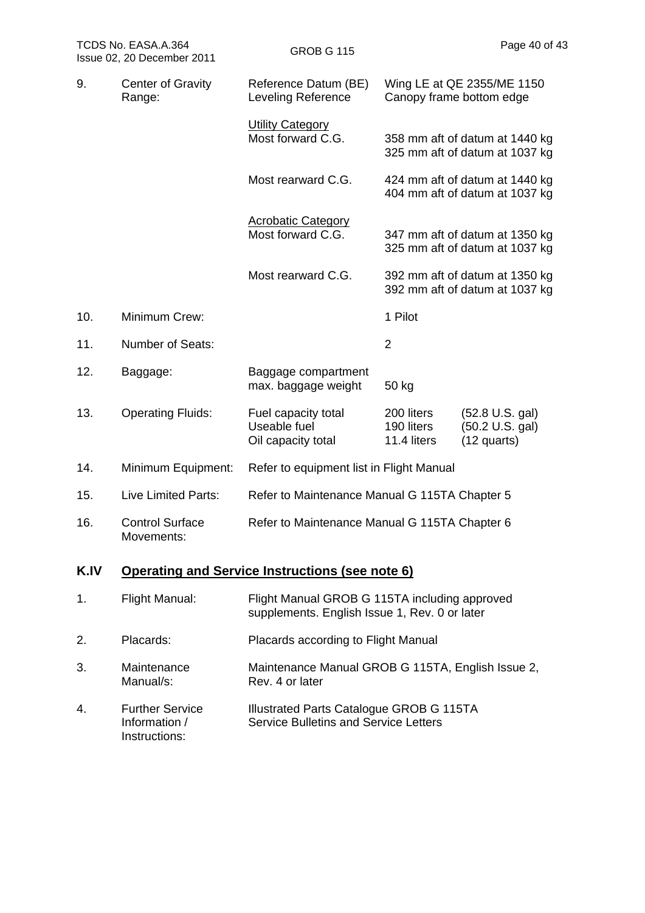| | | | |
|---|---|---|---|
| 9. | Center of Gravity Range: | Reference Datum (BE)<br>Leveling Reference | Wing LE at QE 2355/ME 1150<br>Canopy frame bottom edge |
| | | <u>Utility Category</u><br>Most forward C.G. | 358 mm aft of datum at 1440 kg<br>325 mm aft of datum at 1037 kg |
| | | Most rearward C.G. | 424 mm aft of datum at 1440 kg<br>404 mm aft of datum at 1037 kg |
| | | <u>Acrobatic Category</u><br>Most forward C.G. | 347 mm aft of datum at 1350 kg<br>325 mm aft of datum at 1037 kg |
| | | Most rearward C.G. | 392 mm aft of datum at 1350 kg<br>392 mm aft of datum at 1037 kg |
| 10. | Minimum Crew: | | 1 Pilot |
| 11. | Number of Seats: | | 2 |
| 12. | Baggage: | Baggage compartment<br>max. baggage weight | 50 kg |
| 13. | Operating Fluids: | Fuel capacity total<br>Useable fuel<br>Oil capacity total | 200 liters (52.8 U.S. gal)<br>190 liters (50.2 U.S. gal)<br>11.4 liters (12 quarts) |
| 14. | Minimum Equipment: | Refer to equipment list in Flight Manual | |
| 15. | Live Limited Parts: | Refer to Maintenance Manual G 115TA Chapter 5 | |
| 16. | Control Surface Movements: | Refer to Maintenance Manual G 115TA Chapter 6 | |

## K.IV <u>Operating and Service Instructions (see note 6)</u>

| | | |
|---|---|---|
| 1. | Flight Manual: | Flight Manual GROB G 115TA including approved supplements. English Issue 1, Rev. 0 or later |
| 2. | Placards: | Placards according to Flight Manual |
| 3. | Maintenance Manual/s: | Maintenance Manual GROB G 115TA, English Issue 2, Rev. 4 or later |
| 4. | Further Service Information / Instructions: | Illustrated Parts Catalogue GROB G 115TA<br>Service Bulletins and Service Letters |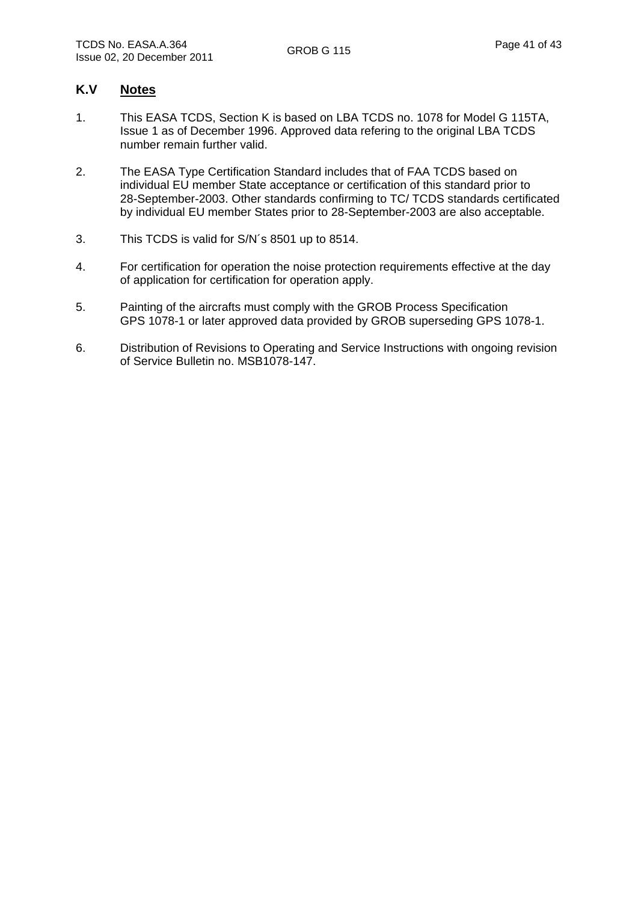## K.V Notes

1. This EASA TCDS, Section K is based on LBA TCDS no. 1078 for Model G 115TA, Issue 1 as of December 1996. Approved data refering to the original LBA TCDS number remain further valid.

2. The EASA Type Certification Standard includes that of FAA TCDS based on individual EU member State acceptance or certification of this standard prior to 28-September-2003. Other standards confirming to TC/ TCDS standards certificated by individual EU member States prior to 28-September-2003 are also acceptable.

3. This TCDS is valid for S/N´s 8501 up to 8514.

4. For certification for operation the noise protection requirements effective at the day of application for certification for operation apply.

5. Painting of the aircrafts must comply with the GROB Process Specification GPS 1078-1 or later approved data provided by GROB superseding GPS 1078-1.

6. Distribution of Revisions to Operating and Service Instructions with ongoing revision of Service Bulletin no. MSB1078-147.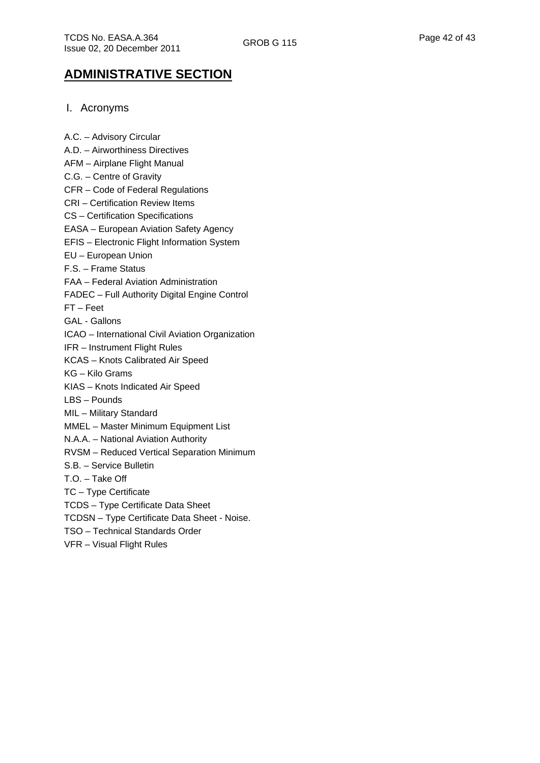# ADMINISTRATIVE SECTION

## I. Acronyms

A.C. – Advisory Circular
A.D. – Airworthiness Directives
AFM – Airplane Flight Manual
C.G. – Centre of Gravity
CFR – Code of Federal Regulations
CRI – Certification Review Items
CS – Certification Specifications
EASA – European Aviation Safety Agency
EFIS – Electronic Flight Information System
EU – European Union
F.S. – Frame Status
FAA – Federal Aviation Administration
FADEC – Full Authority Digital Engine Control
FT – Feet
GAL - Gallons
ICAO – International Civil Aviation Organization
IFR – Instrument Flight Rules
KCAS – Knots Calibrated Air Speed
KG – Kilo Grams
KIAS – Knots Indicated Air Speed
LBS – Pounds
MIL – Military Standard
MMEL – Master Minimum Equipment List
N.A.A. – National Aviation Authority
RVSM – Reduced Vertical Separation Minimum
S.B. – Service Bulletin
T.O. – Take Off
TC – Type Certificate
TCDS – Type Certificate Data Sheet
TCDSN – Type Certificate Data Sheet - Noise.
TSO – Technical Standards Order
VFR – Visual Flight Rules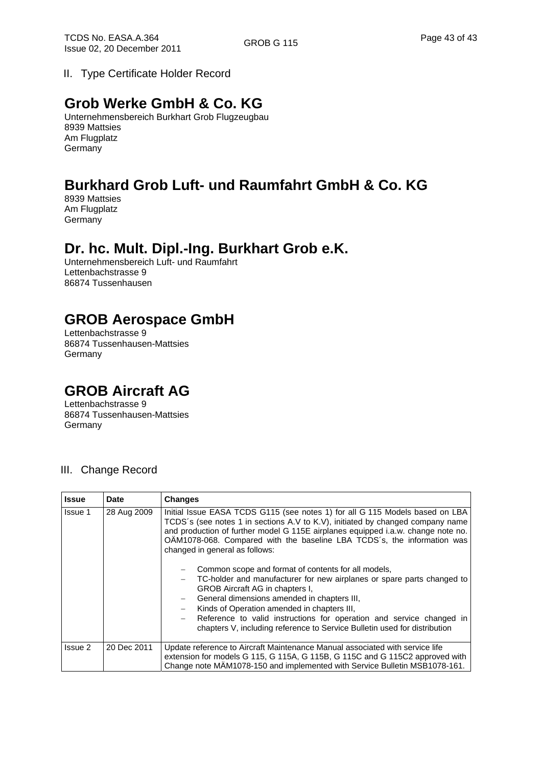## II. Type Certificate Holder Record

# Grob Werke GmbH & Co. KG

Unternehmensbereich Burkhart Grob Flugzeugbau
8939 Mattsies
Am Flugplatz
Germany

# Burkhard Grob Luft- und Raumfahrt GmbH & Co. KG

8939 Mattsies
Am Flugplatz
Germany

# Dr. hc. Mult. Dipl.-Ing. Burkhart Grob e.K.

Unternehmensbereich Luft- und Raumfahrt
Lettenbachstrasse 9
86874 Tussenhausen

# GROB Aerospace GmbH

Lettenbachstrasse 9
86874 Tussenhausen-Mattsies
Germany

# GROB Aircraft AG

Lettenbachstrasse 9
86874 Tussenhausen-Mattsies
Germany

## III. Change Record

| Issue | Date | Changes |
|---|---|---|
| Issue 1 | 28 Aug 2009 | Initial Issue EASA TCDS G115 (see notes 1) for all G 115 Models based on LBA TCDS´s (see notes 1 in sections A.V to K.V), initiated by changed company name and production of further model G 115E airplanes equipped i.a.w. change note no. OÄM1078-068. Compared with the baseline LBA TCDS´s, the information was changed in general as follows:<br><br>– Common scope and format of contents for all models,<br>– TC-holder and manufacturer for new airplanes or spare parts changed to GROB Aircraft AG in chapters I,<br>– General dimensions amended in chapters III,<br>– Kinds of Operation amended in chapters III,<br>– Reference to valid instructions for operation and service changed in chapters V, including reference to Service Bulletin used for distribution |
| Issue 2 | 20 Dec 2011 | Update reference to Aircraft Maintenance Manual associated with service life extension for models G 115, G 115A, G 115B, G 115C and G 115C2 approved with Change note MÄM1078-150 and implemented with Service Bulletin MSB1078-161. |